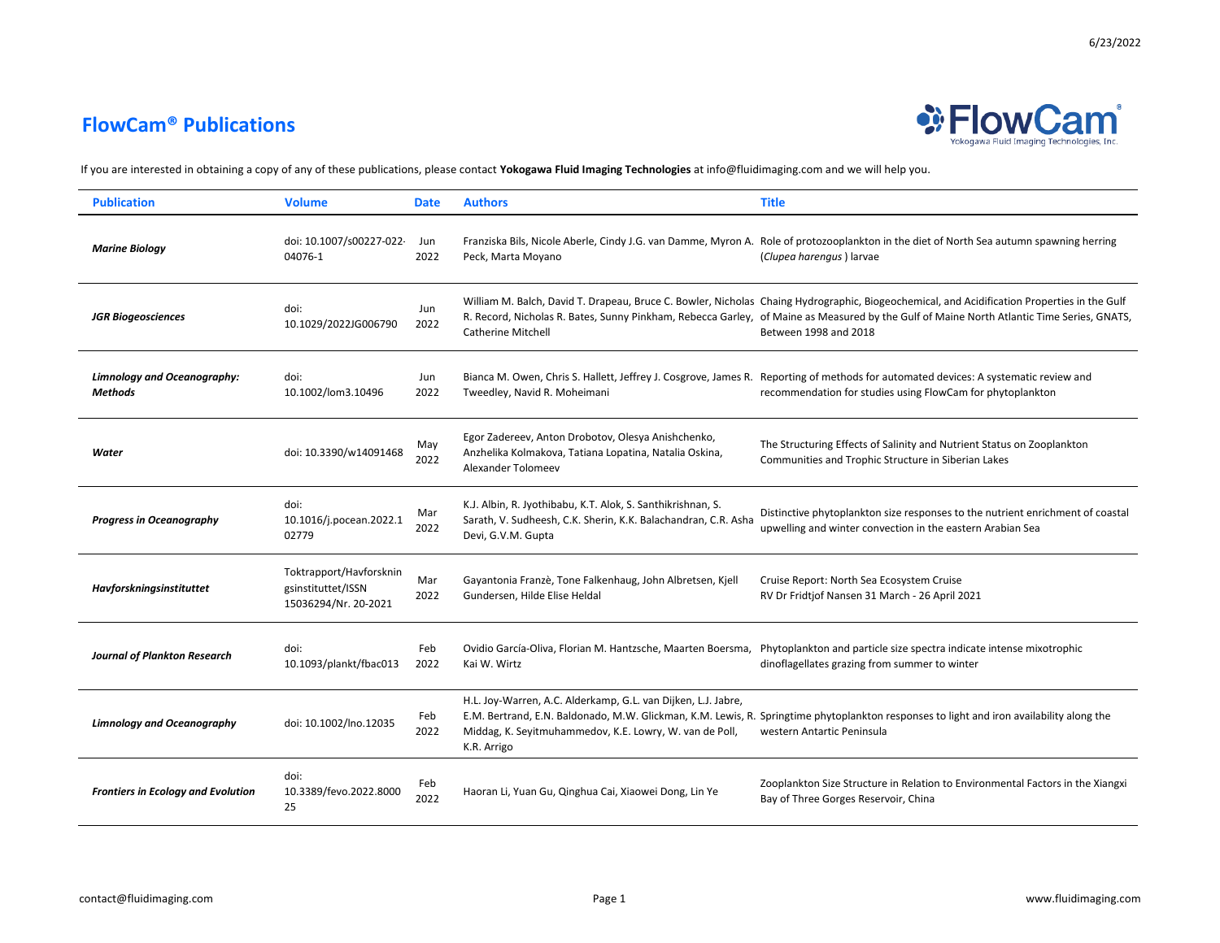# FlowCam® Publications

If you are interested in obtaining a copy of any of these publications, please contact **Yokogawa Fluid Imaging Technologies** at info@fluidimaging.com and we will help you.

| Publication | Volume | Date | Authors | Title |
|---|---|---|---|---|
| ***Marine Biology*** | doi: 10.1007/s00227-022-04076-1 | Jun 2022 | Franziska Bils, Nicole Aberle, Cindy J.G. van Damme, Myron A. Peck, Marta Moyano | Role of protozooplankton in the diet of North Sea autumn spawning herring (*Clupea harengus* ) larvae |
| ***JGR Biogeosciences*** | doi: 10.1029/2022JG006790 | Jun 2022 | William M. Balch, David T. Drapeau, Bruce C. Bowler, Nicholas R. Record, Nicholas R. Bates, Sunny Pinkham, Rebecca Garley, Catherine Mitchell | Chaing Hydrographic, Biogeochemical, and Acidification Properties in the Gulf of Maine as Measured by the Gulf of Maine North Atlantic Time Series, GNATS, Between 1998 and 2018 |
| ***Limnology and Oceanography: Methods*** | doi: 10.1002/lom3.10496 | Jun 2022 | Bianca M. Owen, Chris S. Hallett, Jeffrey J. Cosgrove, James R. Tweedley, Navid R. Moheimani | Reporting of methods for automated devices: A systematic review and recommendation for studies using FlowCam for phytoplankton |
| ***Water*** | doi: 10.3390/w14091468 | May 2022 | Egor Zadereev, Anton Drobotov, Olesya Anishchenko, Anzhelika Kolmakova, Tatiana Lopatina, Natalia Oskina, Alexander Tolomeev | The Structuring Effects of Salinity and Nutrient Status on Zooplankton Communities and Trophic Structure in Siberian Lakes |
| ***Progress in Oceanography*** | doi: 10.1016/j.pocean.2022.102779 | Mar 2022 | K.J. Albin, R. Jyothibabu, K.T. Alok, S. Santhikrishnan, S. Sarath, V. Sudheesh, C.K. Sherin, K.K. Balachandran, C.R. Asha Devi, G.V.M. Gupta | Distinctive phytoplankton size responses to the nutrient enrichment of coastal upwelling and winter convection in the eastern Arabian Sea |
| ***Havforskningsinstituttet*** | Toktrapport/Havforskningsinstituttet/ISSN 15036294/Nr. 20-2021 | Mar 2022 | Gayantonia Franzè, Tone Falkenhaug, John Albretsen, Kjell Gundersen, Hilde Elise Heldal | Cruise Report: North Sea Ecosystem Cruise RV Dr Fridtjof Nansen 31 March - 26 April 2021 |
| ***Journal of Plankton Research*** | doi: 10.1093/plankt/fbac013 | Feb 2022 | Ovidio García-Oliva, Florian M. Hantzsche, Maarten Boersma, Kai W. Wirtz | Phytoplankton and particle size spectra indicate intense mixotrophic dinoflagellates grazing from summer to winter |
| ***Limnology and Oceanography*** | doi: 10.1002/lno.12035 | Feb 2022 | H.L. Joy-Warren, A.C. Alderkamp, G.L. van Dijken, L.J. Jabre, E.M. Bertrand, E.N. Baldonado, M.W. Glickman, K.M. Lewis, R. Middag, K. Seyitmuhammedov, K.E. Lowry, W. van de Poll, K.R. Arrigo | Springtime phytoplankton responses to light and iron availability along the western Antartic Peninsula |
| ***Frontiers in Ecology and Evolution*** | doi: 10.3389/fevo.2022.800025 | Feb 2022 | Haoran Li, Yuan Gu, Qinghua Cai, Xiaowei Dong, Lin Ye | Zooplankton Size Structure in Relation to Environmental Factors in the Xiangxi Bay of Three Gorges Reservoir, China |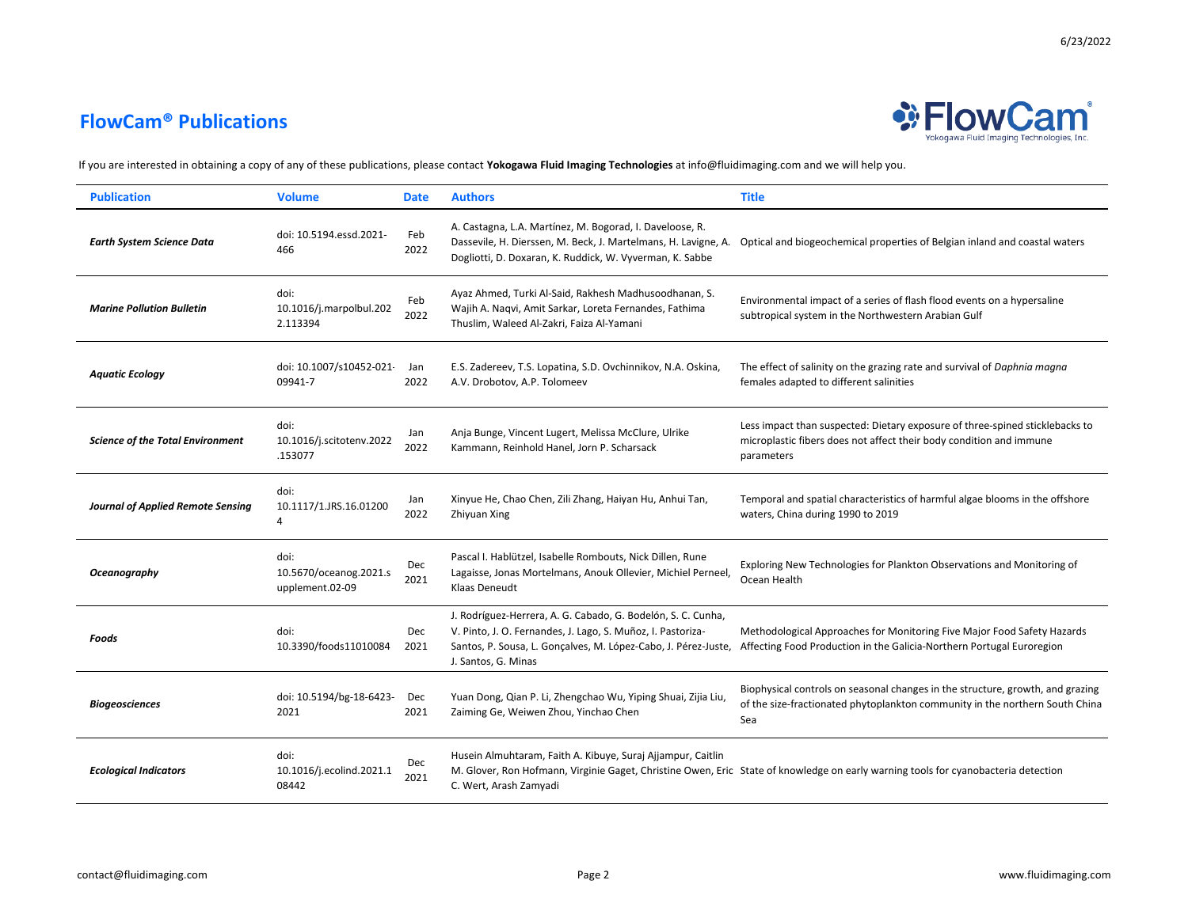## FlowCam® Publications

If you are interested in obtaining a copy of any of these publications, please contact **Yokogawa Fluid Imaging Technologies** at info@fluidimaging.com and we will help you.

| Publication | Volume | Date | Authors | Title |
|---|---|---|---|---|
| ***Earth System Science Data*** | doi: 10.5194.essd.2021-466 | Feb 2022 | A. Castagna, L.A. Martínez, M. Bogorad, I. Daveloose, R. Dassevile, H. Dierssen, M. Beck, J. Martelmans, H. Lavigne, A. Dogliotti, D. Doxaran, K. Ruddick, W. Vyverman, K. Sabbe | Optical and biogeochemical properties of Belgian inland and coastal waters |
| ***Marine Pollution Bulletin*** | doi: 10.1016/j.marpolbul.2022.113394 | Feb 2022 | Ayaz Ahmed, Turki Al-Said, Rakhesh Madhusoodhanan, S. Wajih A. Naqvi, Amit Sarkar, Loreta Fernandes, Fathima Thuslim, Waleed Al-Zakri, Faiza Al-Yamani | Environmental impact of a series of flash flood events on a hypersaline subtropical system in the Northwestern Arabian Gulf |
| ***Aquatic Ecology*** | doi: 10.1007/s10452-021-09941-7 | Jan 2022 | E.S. Zadereev, T.S. Lopatina, S.D. Ovchinnikov, N.A. Oskina, A.V. Drobotov, A.P. Tolomeev | The effect of salinity on the grazing rate and survival of *Daphnia magna* females adapted to different salinities |
| ***Science of the Total Environment*** | doi: 10.1016/j.scitotenv.2022.153077 | Jan 2022 | Anja Bunge, Vincent Lugert, Melissa McClure, Ulrike Kammann, Reinhold Hanel, Jorn P. Scharsack | Less impact than suspected: Dietary exposure of three-spined sticklebacks to microplastic fibers does not affect their body condition and immune parameters |
| ***Journal of Applied Remote Sensing*** | doi: 10.1117/1.JRS.16.012004 | Jan 2022 | Xinyue He, Chao Chen, Zili Zhang, Haiyan Hu, Anhui Tan, Zhiyuan Xing | Temporal and spatial characteristics of harmful algae blooms in the offshore waters, China during 1990 to 2019 |
| ***Oceanography*** | doi: 10.5670/oceanog.2021.supplement.02-09 | Dec 2021 | Pascal I. Hablützel, Isabelle Rombouts, Nick Dillen, Rune Lagaisse, Jonas Mortelmans, Anouk Ollevier, Michiel Perneel, Klaas Deneudt | Exploring New Technologies for Plankton Observations and Monitoring of Ocean Health |
| ***Foods*** | doi: 10.3390/foods11010084 | Dec 2021 | J. Rodríguez-Herrera, A. G. Cabado, G. Bodelón, S. C. Cunha, V. Pinto, J. O. Fernandes, J. Lago, S. Muñoz, I. Pastoriza-Santos, P. Sousa, L. Gonçalves, M. López-Cabo, J. Pérez-Juste, J. Santos, G. Minas | Methodological Approaches for Monitoring Five Major Food Safety Hazards Affecting Food Production in the Galicia-Northern Portugal Euroregion |
| ***Biogeosciences*** | doi: 10.5194/bg-18-6423-2021 | Dec 2021 | Yuan Dong, Qian P. Li, Zhengchao Wu, Yiping Shuai, Zijia Liu, Zaiming Ge, Weiwen Zhou, Yinchao Chen | Biophysical controls on seasonal changes in the structure, growth, and grazing of the size-fractionated phytoplankton community in the northern South China Sea |
| ***Ecological Indicators*** | doi: 10.1016/j.ecolind.2021.108442 | Dec 2021 | Husein Almuhtaram, Faith A. Kibuye, Suraj Ajjampur, Caitlin M. Glover, Ron Hofmann, Virginie Gaget, Christine Owen, Eric C. Wert, Arash Zamyadi | State of knowledge on early warning tools for cyanobacteria detection |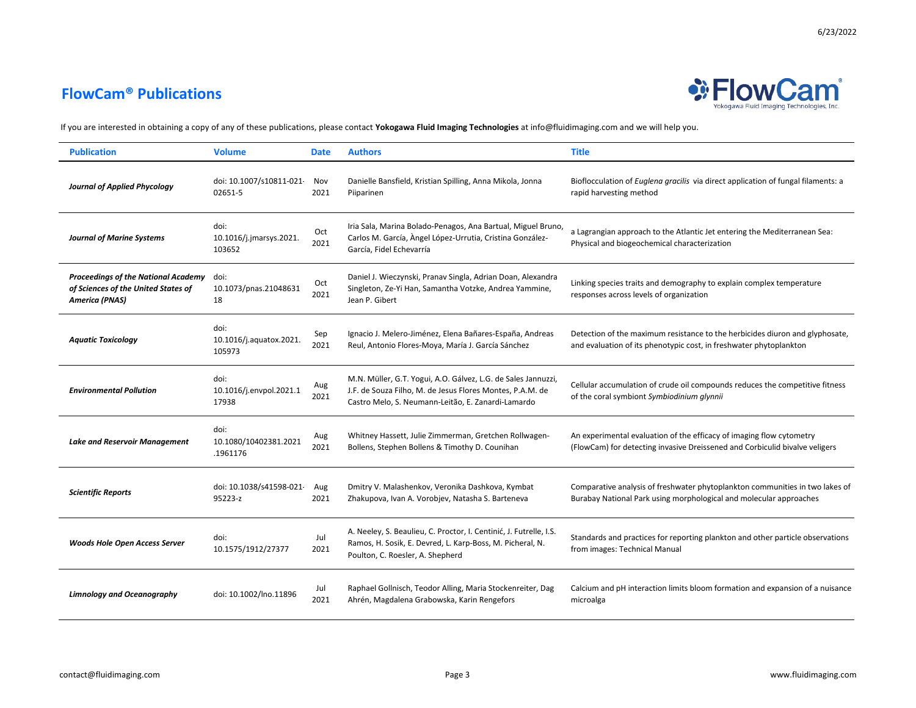## FlowCam® Publications

If you are interested in obtaining a copy of any of these publications, please contact **Yokogawa Fluid Imaging Technologies** at info@fluidimaging.com and we will help you.

| Publication | Volume | Date | Authors | Title |
|---|---|---|---|---|
| ***Journal of Applied Phycology*** | doi: 10.1007/s10811-021-02651-5 | Nov 2021 | Danielle Bansfield, Kristian Spilling, Anna Mikola, Jonna Piiparinen | Bioflocculation of *Euglena gracilis* via direct application of fungal filaments: a rapid harvesting method |
| ***Journal of Marine Systems*** | doi: 10.1016/j.jmarsys.2021.103652 | Oct 2021 | Iria Sala, Marina Bolado-Penagos, Ana Bartual, Miguel Bruno, Carlos M. García, Àngel López-Urrutia, Cristina González-García, Fidel Echevarría | a Lagrangian approach to the Atlantic Jet entering the Mediterranean Sea: Physical and biogeochemical characterization |
| ***Proceedings of the National Academy of Sciences of the United States of America (PNAS)*** | doi: 10.1073/pnas.2104863118 | Oct 2021 | Daniel J. Wieczynski, Pranav Singla, Adrian Doan, Alexandra Singleton, Ze-Yi Han, Samantha Votzke, Andrea Yammine, Jean P. Gibert | Linking species traits and demography to explain complex temperature responses across levels of organization |
| ***Aquatic Toxicology*** | doi: 10.1016/j.aquatox.2021.105973 | Sep 2021 | Ignacio J. Melero-Jiménez, Elena Bañares-España, Andreas Reul, Antonio Flores-Moya, María J. García Sánchez | Detection of the maximum resistance to the herbicides diuron and glyphosate, and evaluation of its phenotypic cost, in freshwater phytoplankton |
| ***Environmental Pollution*** | doi: 10.1016/j.envpol.2021.117938 | Aug 2021 | M.N. Müller, G.T. Yogui, A.O. Gálvez, L.G. de Sales Jannuzzi, J.F. de Souza Filho, M. de Jesus Flores Montes, P.A.M. de Castro Melo, S. Neumann-Leitão, E. Zanardi-Lamardo | Cellular accumulation of crude oil compounds reduces the competitive fitness of the coral symbiont *Symbiodinium glynnii* |
| ***Lake and Reservoir Management*** | doi: 10.1080/10402381.2021.1961176 | Aug 2021 | Whitney Hassett, Julie Zimmerman, Gretchen Rollwagen-Bollens, Stephen Bollens & Timothy D. Counihan | An experimental evaluation of the efficacy of imaging flow cytometry (FlowCam) for detecting invasive Dreissened and Corbiculid bivalve veligers |
| ***Scientific Reports*** | doi: 10.1038/s41598-021-95223-z | Aug 2021 | Dmitry V. Malashenkov, Veronika Dashkova, Kymbat Zhakupova, Ivan A. Vorobjev, Natasha S. Barteneva | Comparative analysis of freshwater phytoplankton communities in two lakes of Burabay National Park using morphological and molecular approaches |
| ***Woods Hole Open Access Server*** | doi: 10.1575/1912/27377 | Jul 2021 | A. Neeley, S. Beaulieu, C. Proctor, I. Centinić, J. Futrelle, I.S. Ramos, H. Sosik, E. Devred, L. Karp-Boss, M. Picheral, N. Poulton, C. Roesler, A. Shepherd | Standards and practices for reporting plankton and other particle observations from images: Technical Manual |
| ***Limnology and Oceanography*** | doi: 10.1002/lno.11896 | Jul 2021 | Raphael Gollnisch, Teodor Alling, Maria Stockenreiter, Dag Ahrén, Magdalena Grabowska, Karin Rengefors | Calcium and pH interaction limits bloom formation and expansion of a nuisance microalga |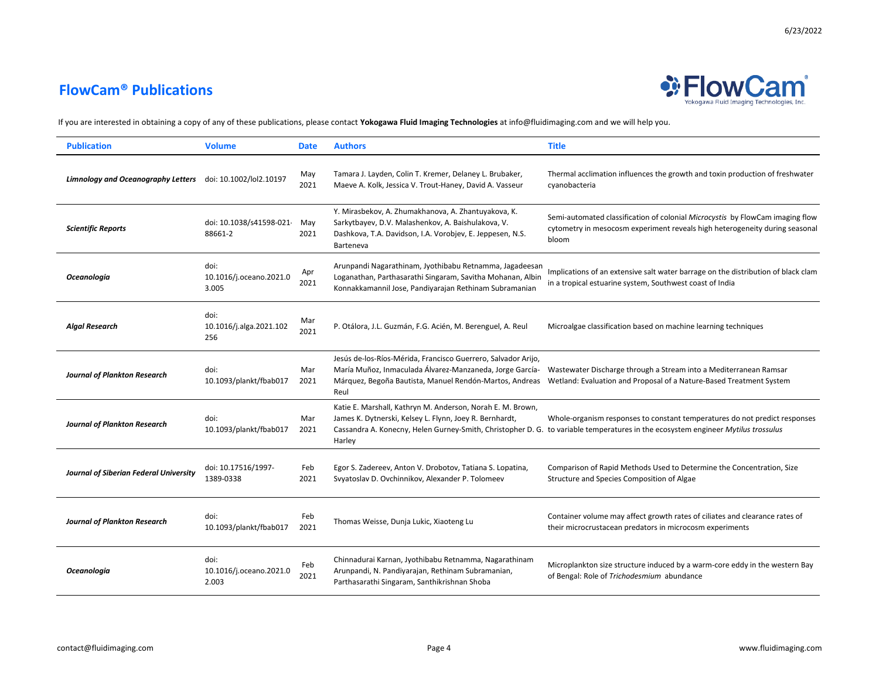# FlowCam® Publications

If you are interested in obtaining a copy of any of these publications, please contact **Yokogawa Fluid Imaging Technologies** at info@fluidimaging.com and we will help you.

| Publication | Volume | Date | Authors | Title |
|---|---|---|---|---|
| ***Limnology and Oceanography Letters*** | doi: 10.1002/lol2.10197 | May 2021 | Tamara J. Layden, Colin T. Kremer, Delaney L. Brubaker, Maeve A. Kolk, Jessica V. Trout-Haney, David A. Vasseur | Thermal acclimation influences the growth and toxin production of freshwater cyanobacteria |
| ***Scientific Reports*** | doi: 10.1038/s41598-021-88661-2 | May 2021 | Y. Mirasbekov, A. Zhumakhanova, A. Zhantuyakova, K. Sarkytbayev, D.V. Malashenkov, A. Baishulakova, V. Dashkova, T.A. Davidson, I.A. Vorobjev, E. Jeppesen, N.S. Barteneva | Semi-automated classification of colonial *Microcystis* by FlowCam imaging flow cytometry in mesocosm experiment reveals high heterogeneity during seasonal bloom |
| ***Oceanologia*** | doi: 10.1016/j.oceano.2021.03.005 | Apr 2021 | Arunpandi Nagarathinam, Jyothibabu Retnamma, Jagadeesan Loganathan, Parthasarathi Singaram, Savitha Mohanan, Albin Konnakkamannil Jose, Pandiyarajan Rethinam Subramanian | Implications of an extensive salt water barrage on the distribution of black clam in a tropical estuarine system, Southwest coast of India |
| ***Algal Research*** | doi: 10.1016/j.alga.2021.102256 | Mar 2021 | P. Otálora, J.L. Guzmán, F.G. Acién, M. Berenguel, A. Reul | Microalgae classification based on machine learning techniques |
| ***Journal of Plankton Research*** | doi: 10.1093/plankt/fbab017 | Mar 2021 | Jesús de-los-Ríos-Mérida, Francisco Guerrero, Salvador Arijo, María Muñoz, Inmaculada Álvarez-Manzaneda, Jorge García-Márquez, Begoña Bautista, Manuel Rendón-Martos, Andreas Reul | Wastewater Discharge through a Stream into a Mediterranean Ramsar Wetland: Evaluation and Proposal of a Nature-Based Treatment System |
| ***Journal of Plankton Research*** | doi: 10.1093/plankt/fbab017 | Mar 2021 | Katie E. Marshall, Kathryn M. Anderson, Norah E. M. Brown, James K. Dytnerski, Kelsey L. Flynn, Joey R. Bernhardt, Cassandra A. Konecny, Helen Gurney-Smith, Christopher D. G. Harley | Whole-organism responses to constant temperatures do not predict responses to variable temperatures in the ecosystem engineer *Mytilus trossulus* |
| ***Journal of Siberian Federal University*** | doi: 10.17516/1997-1389-0338 | Feb 2021 | Egor S. Zadereev, Anton V. Drobotov, Tatiana S. Lopatina, Svyatoslav D. Ovchinnikov, Alexander P. Tolomeev | Comparison of Rapid Methods Used to Determine the Concentration, Size Structure and Species Composition of Algae |
| ***Journal of Plankton Research*** | doi: 10.1093/plankt/fbab017 | Feb 2021 | Thomas Weisse, Dunja Lukic, Xiaoteng Lu | Container volume may affect growth rates of ciliates and clearance rates of their microcrustacean predators in microcosm experiments |
| ***Oceanologia*** | doi: 10.1016/j.oceano.2021.02.003 | Feb 2021 | Chinnadurai Karnan, Jyothibabu Retnamma, Nagarathinam Arunpandi, N. Pandiyarajan, Rethinam Subramanian, Parthasarathi Singaram, Santhikrishnan Shoba | Microplankton size structure induced by a warm-core eddy in the western Bay of Bengal: Role of *Trichodesmium* abundance |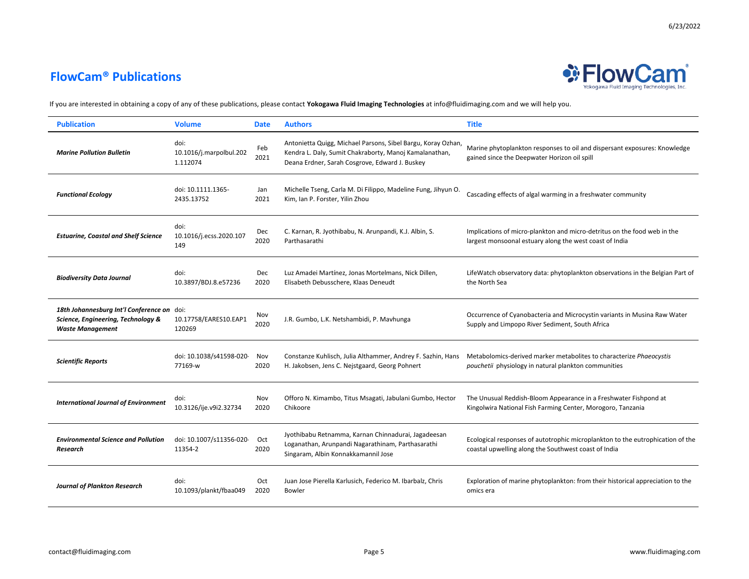## FlowCam® Publications

If you are interested in obtaining a copy of any of these publications, please contact **Yokogawa Fluid Imaging Technologies** at info@fluidimaging.com and we will help you.

| Publication | Volume | Date | Authors | Title |
|---|---|---|---|---|
| ***Marine Pollution Bulletin*** | doi: 10.1016/j.marpolbul.2021.112074 | Feb 2021 | Antonietta Quigg, Michael Parsons, Sibel Bargu, Koray Ozhan, Kendra L. Daly, Sumit Chakraborty, Manoj Kamalanathan, Deana Erdner, Sarah Cosgrove, Edward J. Buskey | Marine phytoplankton responses to oil and dispersant exposures: Knowledge gained since the Deepwater Horizon oil spill |
| ***Functional Ecology*** | doi: 10.1111.1365-2435.13752 | Jan 2021 | Michelle Tseng, Carla M. Di Filippo, Madeline Fung, Jihyun O. Kim, Ian P. Forster, Yilin Zhou | Cascading effects of algal warming in a freshwater community |
| ***Estuarine, Coastal and Shelf Science*** | doi: 10.1016/j.ecss.2020.107149 | Dec 2020 | C. Karnan, R. Jyothibabu, N. Arunpandi, K.J. Albin, S. Parthasarathi | Implications of micro-plankton and micro-detritus on the food web in the largest monsoonal estuary along the west coast of India |
| ***Biodiversity Data Journal*** | doi: 10.3897/BDJ.8.e57236 | Dec 2020 | Luz Amadei Martínez, Jonas Mortelmans, Nick Dillen, Elisabeth Debusschere, Klaas Deneudt | LifeWatch observatory data: phytoplankton observations in the Belgian Part of the North Sea |
| ***18th Johannesburg Int'l Conference on Science, Engineering, Technology & Waste Management*** | doi: 10.17758/EARES10.EAP1120269 | Nov 2020 | J.R. Gumbo, L.K. Netshambidi, P. Mavhunga | Occurrence of Cyanobacteria and Microcystin variants in Musina Raw Water Supply and Limpopo River Sediment, South Africa |
| ***Scientific Reports*** | doi: 10.1038/s41598-020-77169-w | Nov 2020 | Constanze Kuhlisch, Julia Althammer, Andrey F. Sazhin, Hans H. Jakobsen, Jens C. Nejstgaard, Georg Pohnert | Metabolomics-derived marker metabolites to characterize *Phaeocystis pouchetii* physiology in natural plankton communities |
| ***International Journal of Environment*** | doi: 10.3126/ije.v9i2.32734 | Nov 2020 | Offoro N. Kimambo, Titus Msagati, Jabulani Gumbo, Hector Chikoore | The Unusual Reddish-Bloom Appearance in a Freshwater Fishpond at Kingolwira National Fish Farming Center, Morogoro, Tanzania |
| ***Environmental Science and Pollution Research*** | doi: 10.1007/s11356-020-11354-2 | Oct 2020 | Jyothibabu Retnamma, Karnan Chinnadurai, Jagadeesan Loganathan, Arunpandi Nagarathinam, Parthasarathi Singaram, Albin Konnakkamannil Jose | Ecological responses of autotrophic microplankton to the eutrophication of the coastal upwelling along the Southwest coast of India |
| ***Journal of Plankton Research*** | doi: 10.1093/plankt/fbaa049 | Oct 2020 | Juan Jose Pierella Karlusich, Federico M. Ibarbalz, Chris Bowler | Exploration of marine phytoplankton: from their historical appreciation to the omics era |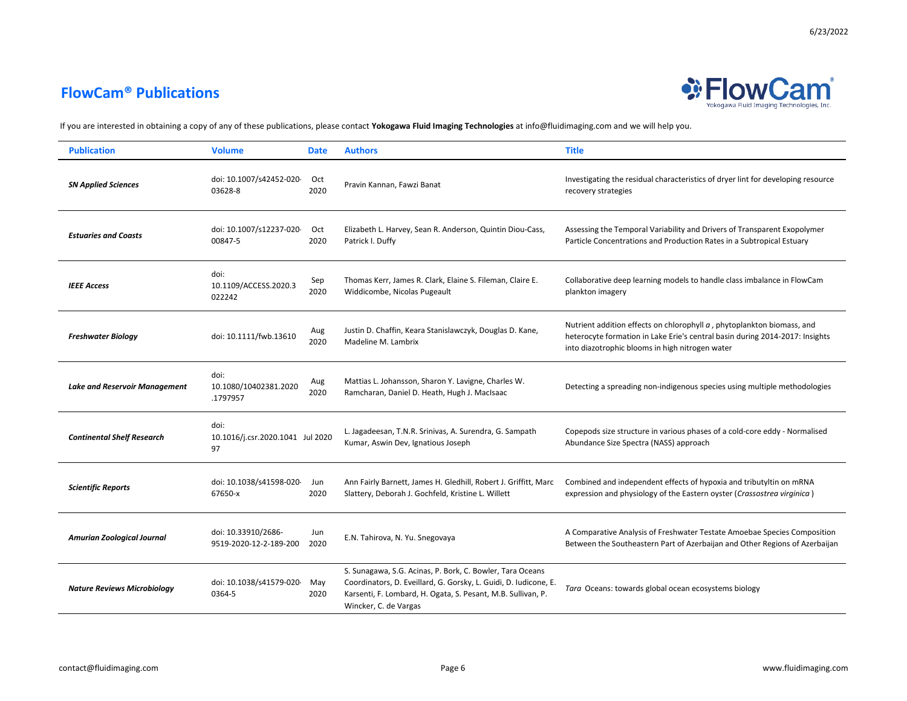# FlowCam® Publications

If you are interested in obtaining a copy of any of these publications, please contact **Yokogawa Fluid Imaging Technologies** at info@fluidimaging.com and we will help you.

| Publication | Volume | Date | Authors | Title |
|---|---|---|---|---|
| ***SN Applied Sciences*** | doi: 10.1007/s42452-020-03628-8 | Oct 2020 | Pravin Kannan, Fawzi Banat | Investigating the residual characteristics of dryer lint for developing resource recovery strategies |
| ***Estuaries and Coasts*** | doi: 10.1007/s12237-020-00847-5 | Oct 2020 | Elizabeth L. Harvey, Sean R. Anderson, Quintin Diou-Cass, Patrick I. Duffy | Assessing the Temporal Variability and Drivers of Transparent Exopolymer Particle Concentrations and Production Rates in a Subtropical Estuary |
| ***IEEE Access*** | doi: 10.1109/ACCESS.2020.3022242 | Sep 2020 | Thomas Kerr, James R. Clark, Elaine S. Fileman, Claire E. Widdicombe, Nicolas Pugeault | Collaborative deep learning models to handle class imbalance in FlowCam plankton imagery |
| ***Freshwater Biology*** | doi: 10.1111/fwb.13610 | Aug 2020 | Justin D. Chaffin, Keara Stanislawczyk, Douglas D. Kane, Madeline M. Lambrix | Nutrient addition effects on chlorophyll *a* , phytoplankton biomass, and heterocyte formation in Lake Erie's central basin during 2014-2017: Insights into diazotrophic blooms in high nitrogen water |
| ***Lake and Reservoir Management*** | doi: 10.1080/10402381.2020.1797957 | Aug 2020 | Mattias L. Johansson, Sharon Y. Lavigne, Charles W. Ramcharan, Daniel D. Heath, Hugh J. MacIsaac | Detecting a spreading non-indigenous species using multiple methodologies |
| ***Continental Shelf Research*** | doi: 10.1016/j.csr.2020.104197 | Jul 2020 | L. Jagadeesan, T.N.R. Srinivas, A. Surendra, G. Sampath Kumar, Aswin Dev, Ignatious Joseph | Copepods size structure in various phases of a cold-core eddy - Normalised Abundance Size Spectra (NASS) approach |
| ***Scientific Reports*** | doi: 10.1038/s41598-020-67650-x | Jun 2020 | Ann Fairly Barnett, James H. Gledhill, Robert J. Griffitt, Marc Slattery, Deborah J. Gochfeld, Kristine L. Willett | Combined and independent effects of hypoxia and tributyltin on mRNA expression and physiology of the Eastern oyster (*Crassostrea virginica* ) |
| ***Amurian Zoological Journal*** | doi: 10.33910/2686-9519-2020-12-2-189-200 | Jun 2020 | E.N. Tahirova, N. Yu. Snegovaya | A Comparative Analysis of Freshwater Testate Amoebae Species Composition Between the Southeastern Part of Azerbaijan and Other Regions of Azerbaijan |
| ***Nature Reviews Microbiology*** | doi: 10.1038/s41579-020-0364-5 | May 2020 | S. Sunagawa, S.G. Acinas, P. Bork, C. Bowler, Tara Oceans Coordinators, D. Eveillard, G. Gorsky, L. Guidi, D. Iudicone, E. Karsenti, F. Lombard, H. Ogata, S. Pesant, M.B. Sullivan, P. Wincker, C. de Vargas | *Tara* Oceans: towards global ocean ecosystems biology |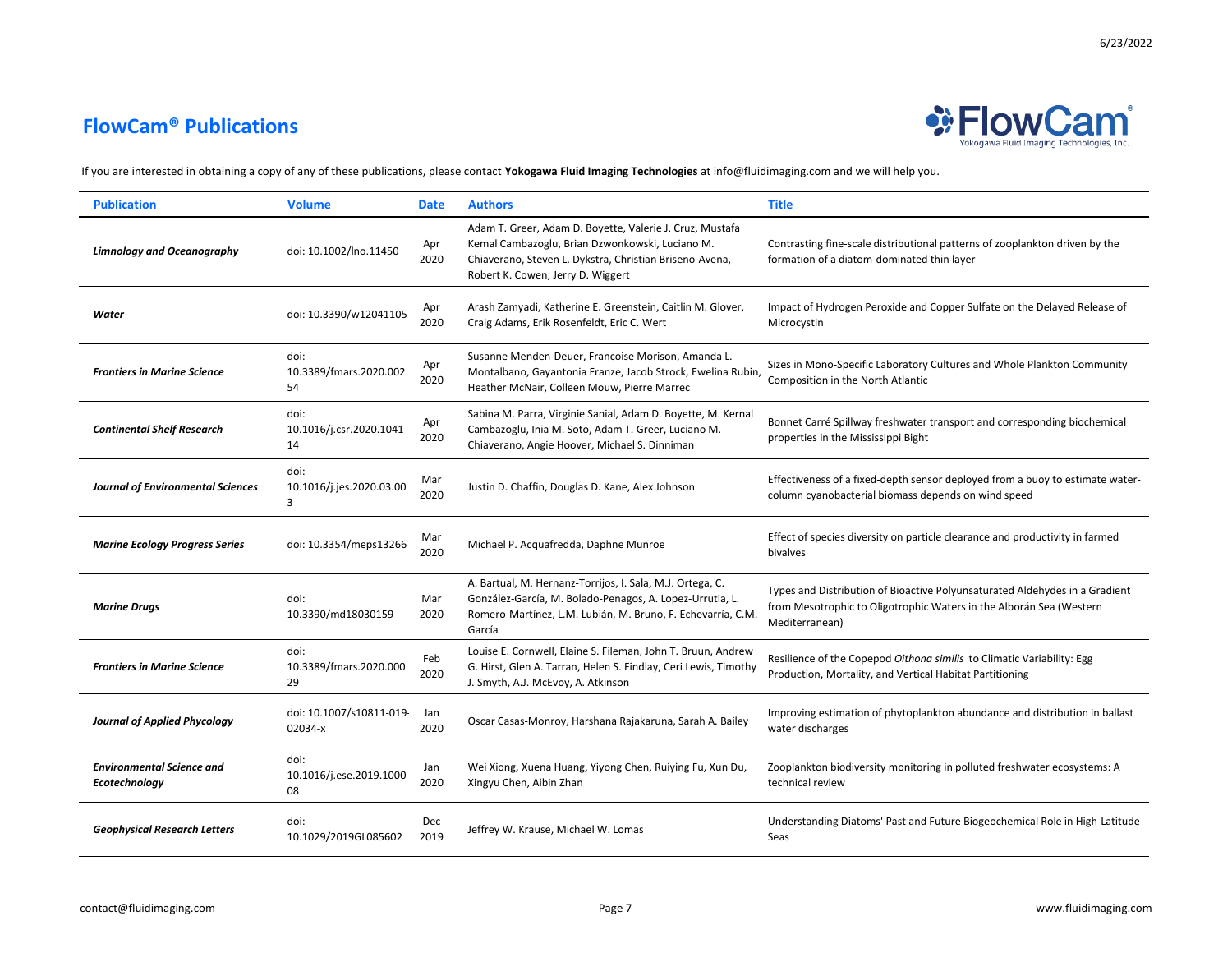# FlowCam® Publications

If you are interested in obtaining a copy of any of these publications, please contact **Yokogawa Fluid Imaging Technologies** at info@fluidimaging.com and we will help you.

| Publication | Volume | Date | Authors | Title |
|---|---|---|---|---|
| ***Limnology and Oceanography*** | doi: 10.1002/lno.11450 | Apr 2020 | Adam T. Greer, Adam D. Boyette, Valerie J. Cruz, Mustafa Kemal Cambazoglu, Brian Dzwonkowski, Luciano M. Chiaverano, Steven L. Dykstra, Christian Briseno-Avena, Robert K. Cowen, Jerry D. Wiggert | Contrasting fine-scale distributional patterns of zooplankton driven by the formation of a diatom-dominated thin layer |
| ***Water*** | doi: 10.3390/w12041105 | Apr 2020 | Arash Zamyadi, Katherine E. Greenstein, Caitlin M. Glover, Craig Adams, Erik Rosenfeldt, Eric C. Wert | Impact of Hydrogen Peroxide and Copper Sulfate on the Delayed Release of Microcystin |
| ***Frontiers in Marine Science*** | doi: 10.3389/fmars.2020.00254 | Apr 2020 | Susanne Menden-Deuer, Francoise Morison, Amanda L. Montalbano, Gayantonia Franze, Jacob Strock, Ewelina Rubin, Heather McNair, Colleen Mouw, Pierre Marrec | Sizes in Mono-Specific Laboratory Cultures and Whole Plankton Community Composition in the North Atlantic |
| ***Continental Shelf Research*** | doi: 10.1016/j.csr.2020.104114 | Apr 2020 | Sabina M. Parra, Virginie Sanial, Adam D. Boyette, M. Kernal Cambazoglu, Inia M. Soto, Adam T. Greer, Luciano M. Chiaverano, Angie Hoover, Michael S. Dinniman | Bonnet Carré Spillway freshwater transport and corresponding biochemical properties in the Mississippi Bight |
| ***Journal of Environmental Sciences*** | doi: 10.1016/j.jes.2020.03.003 | Mar 2020 | Justin D. Chaffin, Douglas D. Kane, Alex Johnson | Effectiveness of a fixed-depth sensor deployed from a buoy to estimate water-column cyanobacterial biomass depends on wind speed |
| ***Marine Ecology Progress Series*** | doi: 10.3354/meps13266 | Mar 2020 | Michael P. Acquafredda, Daphne Munroe | Effect of species diversity on particle clearance and productivity in farmed bivalves |
| ***Marine Drugs*** | doi: 10.3390/md18030159 | Mar 2020 | A. Bartual, M. Hernanz-Torrijos, I. Sala, M.J. Ortega, C. González-García, M. Bolado-Penagos, A. Lopez-Urrutia, L. Romero-Martínez, L.M. Lubián, M. Bruno, F. Echevarría, C.M. García | Types and Distribution of Bioactive Polyunsaturated Aldehydes in a Gradient from Mesotrophic to Oligotrophic Waters in the Alborán Sea (Western Mediterranean) |
| ***Frontiers in Marine Science*** | doi: 10.3389/fmars.2020.00029 | Feb 2020 | Louise E. Cornwell, Elaine S. Fileman, John T. Bruun, Andrew G. Hirst, Glen A. Tarran, Helen S. Findlay, Ceri Lewis, Timothy J. Smyth, A.J. McEvoy, A. Atkinson | Resilience of the Copepod *Oithona similis* to Climatic Variability: Egg Production, Mortality, and Vertical Habitat Partitioning |
| ***Journal of Applied Phycology*** | doi: 10.1007/s10811-019-02034-x | Jan 2020 | Oscar Casas-Monroy, Harshana Rajakaruna, Sarah A. Bailey | Improving estimation of phytoplankton abundance and distribution in ballast water discharges |
| ***Environmental Science and Ecotechnology*** | doi: 10.1016/j.ese.2019.100008 | Jan 2020 | Wei Xiong, Xuena Huang, Yiyong Chen, Ruiying Fu, Xun Du, Xingyu Chen, Aibin Zhan | Zooplankton biodiversity monitoring in polluted freshwater ecosystems: A technical review |
| ***Geophysical Research Letters*** | doi: 10.1029/2019GL085602 | Dec 2019 | Jeffrey W. Krause, Michael W. Lomas | Understanding Diatoms' Past and Future Biogeochemical Role in High-Latitude Seas |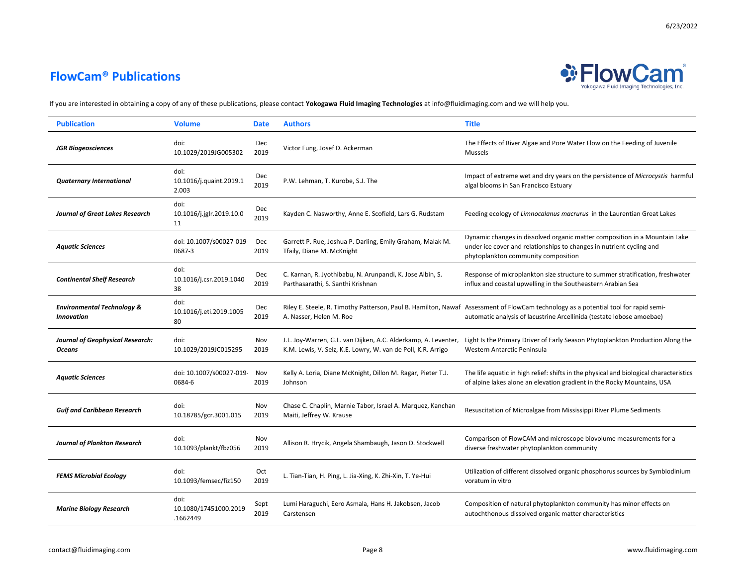# FlowCam® Publications

If you are interested in obtaining a copy of any of these publications, please contact **Yokogawa Fluid Imaging Technologies** at info@fluidimaging.com and we will help you.

| Publication | Volume | Date | Authors | Title |
|---|---|---|---|---|
| ***JGR Biogeosciences*** | doi: 10.1029/2019JG005302 | Dec 2019 | Victor Fung, Josef D. Ackerman | The Effects of River Algae and Pore Water Flow on the Feeding of Juvenile Mussels |
| ***Quaternary International*** | doi: 10.1016/j.quaint.2019.12.003 | Dec 2019 | P.W. Lehman, T. Kurobe, S.J. The | Impact of extreme wet and dry years on the persistence of *Microcystis* harmful algal blooms in San Francisco Estuary |
| ***Journal of Great Lakes Research*** | doi: 10.1016/j.jglr.2019.10.011 | Dec 2019 | Kayden C. Nasworthy, Anne E. Scofield, Lars G. Rudstam | Feeding ecology of *Limnocalanus macrurus* in the Laurentian Great Lakes |
| ***Aquatic Sciences*** | doi: 10.1007/s00027-019-0687-3 | Dec 2019 | Garrett P. Rue, Joshua P. Darling, Emily Graham, Malak M. Tfaily, Diane M. McKnight | Dynamic changes in dissolved organic matter composition in a Mountain Lake under ice cover and relationships to changes in nutrient cycling and phytoplankton community composition |
| ***Continental Shelf Research*** | doi: 10.1016/j.csr.2019.104038 | Dec 2019 | C. Karnan, R. Jyothibabu, N. Arunpandi, K. Jose Albin, S. Parthasarathi, S. Santhi Krishnan | Response of microplankton size structure to summer stratification, freshwater influx and coastal upwelling in the Southeastern Arabian Sea |
| ***Environmental Technology & Innovation*** | doi: 10.1016/j.eti.2019.100580 | Dec 2019 | Riley E. Steele, R. Timothy Patterson, Paul B. Hamilton, Nawaf A. Nasser, Helen M. Roe | Assessment of FlowCam technology as a potential tool for rapid semi-automatic analysis of lacustrine Arcellinida (testate lobose amoebae) |
| ***Journal of Geophysical Research: Oceans*** | doi: 10.1029/2019JC015295 | Nov 2019 | J.L. Joy-Warren, G.L. van Dijken, A.C. Alderkamp, A. Leventer, K.M. Lewis, V. Selz, K.E. Lowry, W. van de Poll, K.R. Arrigo | Light Is the Primary Driver of Early Season Phytoplankton Production Along the Western Antarctic Peninsula |
| ***Aquatic Sciences*** | doi: 10.1007/s00027-019-0684-6 | Nov 2019 | Kelly A. Loria, Diane McKnight, Dillon M. Ragar, Pieter T.J. Johnson | The life aquatic in high relief: shifts in the physical and biological characteristics of alpine lakes alone an elevation gradient in the Rocky Mountains, USA |
| ***Gulf and Caribbean Research*** | doi: 10.18785/gcr.3001.015 | Nov 2019 | Chase C. Chaplin, Marnie Tabor, Israel A. Marquez, Kanchan Maiti, Jeffrey W. Krause | Resuscitation of Microalgae from Mississippi River Plume Sediments |
| ***Journal of Plankton Research*** | doi: 10.1093/plankt/fbz056 | Nov 2019 | Allison R. Hrycik, Angela Shambaugh, Jason D. Stockwell | Comparison of FlowCAM and microscope biovolume measurements for a diverse freshwater phytoplankton community |
| ***FEMS Microbial Ecology*** | doi: 10.1093/femsec/fiz150 | Oct 2019 | L. Tian-Tian, H. Ping, L. Jia-Xing, K. Zhi-Xin, T. Ye-Hui | Utilization of different dissolved organic phosphorus sources by Symbiodinium voratum in vitro |
| ***Marine Biology Research*** | doi: 10.1080/17451000.2019.1662449 | Sept 2019 | Lumi Haraguchi, Eero Asmala, Hans H. Jakobsen, Jacob Carstensen | Composition of natural phytoplankton community has minor effects on autochthonous dissolved organic matter characteristics |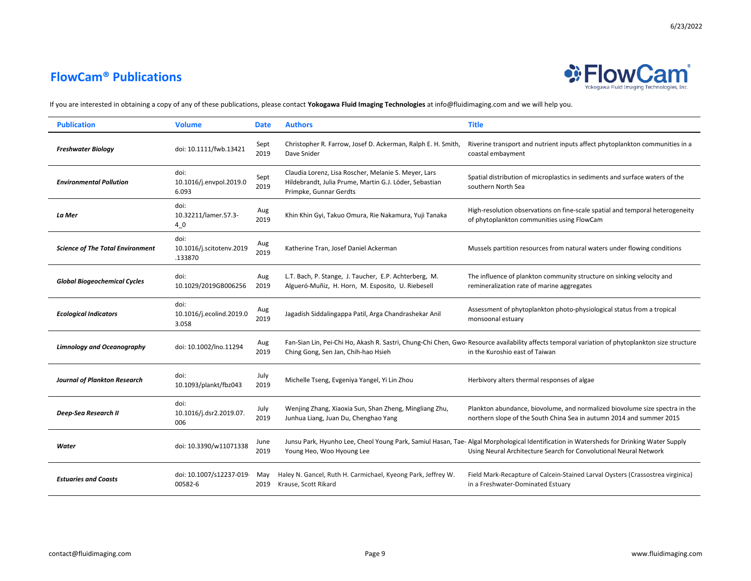## FlowCam® Publications

If you are interested in obtaining a copy of any of these publications, please contact **Yokogawa Fluid Imaging Technologies** at info@fluidimaging.com and we will help you.

| Publication | Volume | Date | Authors | Title |
|---|---|---|---|---|
| ***Freshwater Biology*** | doi: 10.1111/fwb.13421 | Sept 2019 | Christopher R. Farrow, Josef D. Ackerman, Ralph E. H. Smith, Dave Snider | Riverine transport and nutrient inputs affect phytoplankton communities in a coastal embayment |
| ***Environmental Pollution*** | doi: 10.1016/j.envpol.2019.06.093 | Sept 2019 | Claudia Lorenz, Lisa Roscher, Melanie S. Meyer, Lars Hildebrandt, Julia Prume, Martin G.J. Löder, Sebastian Primpke, Gunnar Gerdts | Spatial distribution of microplastics in sediments and surface waters of the southern North Sea |
| ***La Mer*** | doi: 10.32211/lamer.57.3-4_0 | Aug 2019 | Khin Khin Gyi, Takuo Omura, Rie Nakamura, Yuji Tanaka | High-resolution observations on fine-scale spatial and temporal heterogeneity of phytoplankton communities using FlowCam |
| ***Science of The Total Environment*** | doi: 10.1016/j.scitotenv.2019.133870 | Aug 2019 | Katherine Tran, Josef Daniel Ackerman | Mussels partition resources from natural waters under flowing conditions |
| ***Global Biogeochemical Cycles*** | doi: 10.1029/2019GB006256 | Aug 2019 | L.T. Bach, P. Stange, J. Taucher, E.P. Achterberg, M. Algueró-Muñiz, H. Horn, M. Esposito, U. Riebesell | The influence of plankton community structure on sinking velocity and remineralization rate of marine aggregates |
| ***Ecological Indicators*** | doi: 10.1016/j.ecolind.2019.03.058 | Aug 2019 | Jagadish Siddalingappa Patil, Arga Chandrashekar Anil | Assessment of phytoplankton photo-physiological status from a tropical monsoonal estuary |
| ***Limnology and Oceanography*** | doi: 10.1002/lno.11294 | Aug 2019 | Fan-Sian Lin, Pei-Chi Ho, Akash R. Sastri, Chung-Chi Chen, Gwo-Ching Gong, Sen Jan, Chih-hao Hsieh | Resource availability affects temporal variation of phytoplankton size structure in the Kuroshio east of Taiwan |
| ***Journal of Plankton Research*** | doi: 10.1093/plankt/fbz043 | July 2019 | Michelle Tseng, Evgeniya Yangel, Yi Lin Zhou | Herbivory alters thermal responses of algae |
| ***Deep-Sea Research II*** | doi: 10.1016/j.dsr2.2019.07.006 | July 2019 | Wenjing Zhang, Xiaoxia Sun, Shan Zheng, Mingliang Zhu, Junhua Liang, Juan Du, Chenghao Yang | Plankton abundance, biovolume, and normalized biovolume size spectra in the northern slope of the South China Sea in autumn 2014 and summer 2015 |
| ***Water*** | doi: 10.3390/w11071338 | June 2019 | Junsu Park, Hyunho Lee, Cheol Young Park, Samiul Hasan, Tae-Young Heo, Woo Hyoung Lee | Algal Morphological Identification in Watersheds for Drinking Water Supply Using Neural Architecture Search for Convolutional Neural Network |
| ***Estuaries and Coasts*** | doi: 10.1007/s12237-019-00582-6 | May 2019 | Haley N. Gancel, Ruth H. Carmichael, Kyeong Park, Jeffrey W. Krause, Scott Rikard | Field Mark-Recapture of Calcein-Stained Larval Oysters (Crassostrea virginica) in a Freshwater-Dominated Estuary |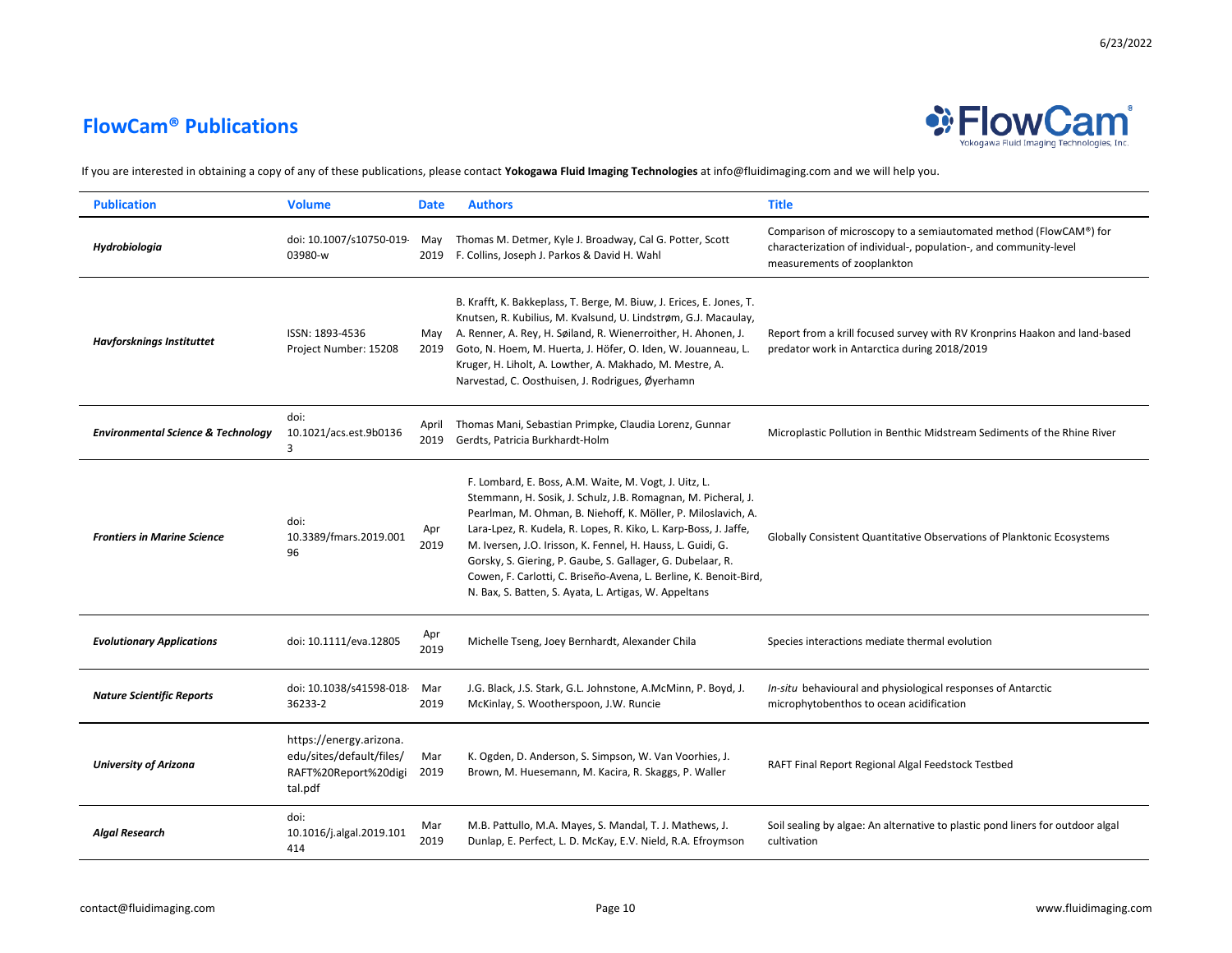# FlowCam® Publications

If you are interested in obtaining a copy of any of these publications, please contact **Yokogawa Fluid Imaging Technologies** at info@fluidimaging.com and we will help you.

| Publication | Volume | Date | Authors | Title |
|---|---|---|---|---|
| ***Hydrobiologia*** | doi: 10.1007/s10750-019-03980-w | May 2019 | Thomas M. Detmer, Kyle J. Broadway, Cal G. Potter, Scott F. Collins, Joseph J. Parkos & David H. Wahl | Comparison of microscopy to a semiautomated method (FlowCAM®) for characterization of individual-, population-, and community-level measurements of zooplankton |
| ***Havforsknings Instituttet*** | ISSN: 1893-4536 Project Number: 15208 | May 2019 | B. Krafft, K. Bakkeplass, T. Berge, M. Biuw, J. Erices, E. Jones, T. Knutsen, R. Kubilius, M. Kvalsund, U. Lindstrøm, G.J. Macaulay, A. Renner, A. Rey, H. Søiland, R. Wienerroither, H. Ahonen, J. Goto, N. Hoem, M. Huerta, J. Höfer, O. Iden, W. Jouanneau, L. Kruger, H. Liholt, A. Lowther, A. Makhado, M. Mestre, A. Narvestad, C. Oosthuisen, J. Rodrigues, Øyerhamn | Report from a krill focused survey with RV Kronprins Haakon and land-based predator work in Antarctica during 2018/2019 |
| ***Environmental Science & Technology*** | doi: 10.1021/acs.est.9b01363 | April 2019 | Thomas Mani, Sebastian Primpke, Claudia Lorenz, Gunnar Gerdts, Patricia Burkhardt-Holm | Microplastic Pollution in Benthic Midstream Sediments of the Rhine River |
| ***Frontiers in Marine Science*** | doi: 10.3389/fmars.2019.00196 | Apr 2019 | F. Lombard, E. Boss, A.M. Waite, M. Vogt, J. Uitz, L. Stemmann, H. Sosik, J. Schulz, J.B. Romagnan, M. Picheral, J. Pearlman, M. Ohman, B. Niehoff, K. Möller, P. Miloslavich, A. Lara-Lpez, R. Kudela, R. Lopes, R. Kiko, L. Karp-Boss, J. Jaffe, M. Iversen, J.O. Irisson, K. Fennel, H. Hauss, L. Guidi, G. Gorsky, S. Giering, P. Gaube, S. Gallager, G. Dubelaar, R. Cowen, F. Carlotti, C. Briseño-Avena, L. Berline, K. Benoit-Bird, N. Bax, S. Batten, S. Ayata, L. Artigas, W. Appeltans | Globally Consistent Quantitative Observations of Planktonic Ecosystems |
| ***Evolutionary Applications*** | doi: 10.1111/eva.12805 | Apr 2019 | Michelle Tseng, Joey Bernhardt, Alexander Chila | Species interactions mediate thermal evolution |
| ***Nature Scientific Reports*** | doi: 10.1038/s41598-018-36233-2 | Mar 2019 | J.G. Black, J.S. Stark, G.L. Johnstone, A.McMinn, P. Boyd, J. McKinlay, S. Wootherspoon, J.W. Runcie | *In-situ* behavioural and physiological responses of Antarctic microphytobenthos to ocean acidification |
| ***University of Arizona*** | https://energy.arizona.edu/sites/default/files/RAFT%20Report%20digital.pdf | Mar 2019 | K. Ogden, D. Anderson, S. Simpson, W. Van Voorhies, J. Brown, M. Huesemann, M. Kacira, R. Skaggs, P. Waller | RAFT Final Report Regional Algal Feedstock Testbed |
| ***Algal Research*** | doi: 10.1016/j.algal.2019.101414 | Mar 2019 | M.B. Pattullo, M.A. Mayes, S. Mandal, T. J. Mathews, J. Dunlap, E. Perfect, L. D. McKay, E.V. Nield, R.A. Efroymson | Soil sealing by algae: An alternative to plastic pond liners for outdoor algal cultivation |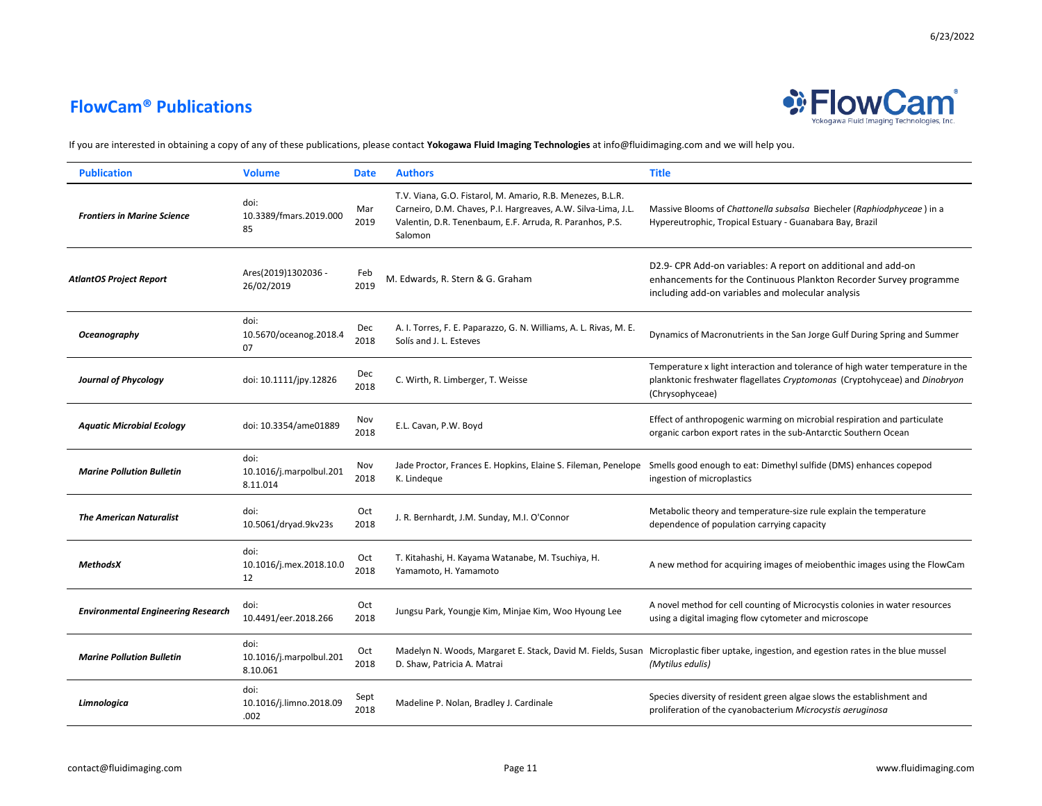## FlowCam® Publications

If you are interested in obtaining a copy of any of these publications, please contact **Yokogawa Fluid Imaging Technologies** at info@fluidimaging.com and we will help you.

| Publication | Volume | Date | Authors | Title |
|---|---|---|---|---|
| ***Frontiers in Marine Science*** | doi: 10.3389/fmars.2019.00085 | Mar 2019 | T.V. Viana, G.O. Fistarol, M. Amario, R.B. Menezes, B.L.R. Carneiro, D.M. Chaves, P.I. Hargreaves, A.W. Silva-Lima, J.L. Valentin, D.R. Tenenbaum, E.F. Arruda, R. Paranhos, P.S. Salomon | Massive Blooms of *Chattonella subsalsa* Biecheler (*Raphiodphyceae*) in a Hypereutrophic, Tropical Estuary - Guanabara Bay, Brazil |
| ***AtlantOS Project Report*** | Ares(2019)1302036 - 26/02/2019 | Feb 2019 | M. Edwards, R. Stern & G. Graham | D2.9- CPR Add-on variables: A report on additional and add-on enhancements for the Continuous Plankton Recorder Survey programme including add-on variables and molecular analysis |
| ***Oceanography*** | doi: 10.5670/oceanog.2018.407 | Dec 2018 | A. I. Torres, F. E. Paparazzo, G. N. Williams, A. L. Rivas, M. E. Solís and J. L. Esteves | Dynamics of Macronutrients in the San Jorge Gulf During Spring and Summer |
| ***Journal of Phycology*** | doi: 10.1111/jpy.12826 | Dec 2018 | C. Wirth, R. Limberger, T. Weisse | Temperature x light interaction and tolerance of high water temperature in the planktonic freshwater flagellates *Cryptomonas* (Cryptohyceae) and *Dinobryon* (Chrysophyceae) |
| ***Aquatic Microbial Ecology*** | doi: 10.3354/ame01889 | Nov 2018 | E.L. Cavan, P.W. Boyd | Effect of anthropogenic warming on microbial respiration and particulate organic carbon export rates in the sub-Antarctic Southern Ocean |
| ***Marine Pollution Bulletin*** | doi: 10.1016/j.marpolbul.2018.11.014 | Nov 2018 | Jade Proctor, Frances E. Hopkins, Elaine S. Fileman, Penelope K. Lindeque | Smells good enough to eat: Dimethyl sulfide (DMS) enhances copepod ingestion of microplastics |
| ***The American Naturalist*** | doi: 10.5061/dryad.9kv23s | Oct 2018 | J. R. Bernhardt, J.M. Sunday, M.I. O'Connor | Metabolic theory and temperature-size rule explain the temperature dependence of population carrying capacity |
| ***MethodsX*** | doi: 10.1016/j.mex.2018.10.012 | Oct 2018 | T. Kitahashi, H. Kayama Watanabe, M. Tsuchiya, H. Yamamoto, H. Yamamoto | A new method for acquiring images of meiobenthic images using the FlowCam |
| ***Environmental Engineering Research*** | doi: 10.4491/eer.2018.266 | Oct 2018 | Jungsu Park, Youngje Kim, Minjae Kim, Woo Hyoung Lee | A novel method for cell counting of Microcystis colonies in water resources using a digital imaging flow cytometer and microscope |
| ***Marine Pollution Bulletin*** | doi: 10.1016/j.marpolbul.2018.10.061 | Oct 2018 | Madelyn N. Woods, Margaret E. Stack, David M. Fields, Susan D. Shaw, Patricia A. Matrai | Microplastic fiber uptake, ingestion, and egestion rates in the blue mussel *(Mytilus edulis)* |
| ***Limnologica*** | doi: 10.1016/j.limno.2018.09.002 | Sept 2018 | Madeline P. Nolan, Bradley J. Cardinale | Species diversity of resident green algae slows the establishment and proliferation of the cyanobacterium *Microcystis aeruginosa* |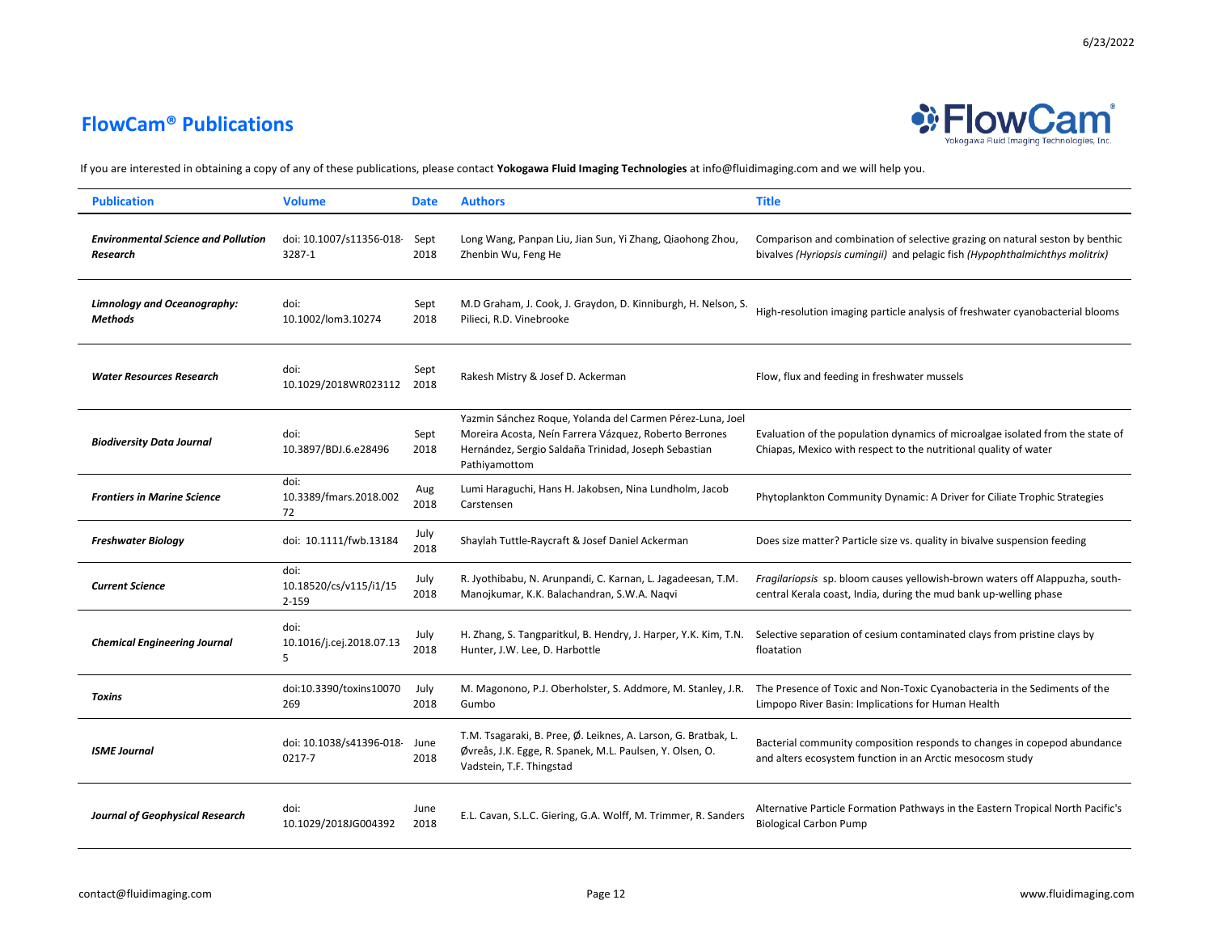## FlowCam® Publications

If you are interested in obtaining a copy of any of these publications, please contact **Yokogawa Fluid Imaging Technologies** at info@fluidimaging.com and we will help you.

| Publication | Volume | Date | Authors | Title |
|---|---|---|---|---|
| ***Environmental Science and Pollution Research*** | doi: 10.1007/s11356-018-3287-1 | Sept 2018 | Long Wang, Panpan Liu, Jian Sun, Yi Zhang, Qiaohong Zhou, Zhenbin Wu, Feng He | Comparison and combination of selective grazing on natural seston by benthic bivalves *(Hyriopsis cumingii)* and pelagic fish *(Hypophthalmichthys molitrix)* |
| ***Limnology and Oceanography: Methods*** | doi: 10.1002/lom3.10274 | Sept 2018 | M.D Graham, J. Cook, J. Graydon, D. Kinniburgh, H. Nelson, S. Pilieci, R.D. Vinebrooke | High-resolution imaging particle analysis of freshwater cyanobacterial blooms |
| ***Water Resources Research*** | doi: 10.1029/2018WR023112 | Sept 2018 | Rakesh Mistry & Josef D. Ackerman | Flow, flux and feeding in freshwater mussels |
| ***Biodiversity Data Journal*** | doi: 10.3897/BDJ.6.e28496 | Sept 2018 | Yazmin Sánchez Roque, Yolanda del Carmen Pérez-Luna, Joel Moreira Acosta, Neín Farrera Vázquez, Roberto Berrones Hernández, Sergio Saldaña Trinidad, Joseph Sebastian Pathiyamottom | Evaluation of the population dynamics of microalgae isolated from the state of Chiapas, Mexico with respect to the nutritional quality of water |
| ***Frontiers in Marine Science*** | doi: 10.3389/fmars.2018.00272 | Aug 2018 | Lumi Haraguchi, Hans H. Jakobsen, Nina Lundholm, Jacob Carstensen | Phytoplankton Community Dynamic: A Driver for Ciliate Trophic Strategies |
| ***Freshwater Biology*** | doi: 10.1111/fwb.13184 | July 2018 | Shaylah Tuttle-Raycraft & Josef Daniel Ackerman | Does size matter? Particle size vs. quality in bivalve suspension feeding |
| ***Current Science*** | doi: 10.18520/cs/v115/i1/152-159 | July 2018 | R. Jyothibabu, N. Arunpandi, C. Karnan, L. Jagadeesan, T.M. Manojkumar, K.K. Balachandran, S.W.A. Naqvi | *Fragilariopsis* sp. bloom causes yellowish-brown waters off Alappuzha, south-central Kerala coast, India, during the mud bank up-welling phase |
| ***Chemical Engineering Journal*** | doi: 10.1016/j.cej.2018.07.135 | July 2018 | H. Zhang, S. Tangparitkul, B. Hendry, J. Harper, Y.K. Kim, T.N. Hunter, J.W. Lee, D. Harbottle | Selective separation of cesium contaminated clays from pristine clays by floatation |
| ***Toxins*** | doi:10.3390/toxins10070269 | July 2018 | M. Magonono, P.J. Oberholster, S. Addmore, M. Stanley, J.R. Gumbo | The Presence of Toxic and Non-Toxic Cyanobacteria in the Sediments of the Limpopo River Basin: Implications for Human Health |
| ***ISME Journal*** | doi: 10.1038/s41396-018-0217-7 | June 2018 | T.M. Tsagaraki, B. Pree, Ø. Leiknes, A. Larson, G. Bratbak, L. Øvreås, J.K. Egge, R. Spanek, M.L. Paulsen, Y. Olsen, O. Vadstein, T.F. Thingstad | Bacterial community composition responds to changes in copepod abundance and alters ecosystem function in an Arctic mesocosm study |
| ***Journal of Geophysical Research*** | doi: 10.1029/2018JG004392 | June 2018 | E.L. Cavan, S.L.C. Giering, G.A. Wolff, M. Trimmer, R. Sanders | Alternative Particle Formation Pathways in the Eastern Tropical North Pacific's Biological Carbon Pump |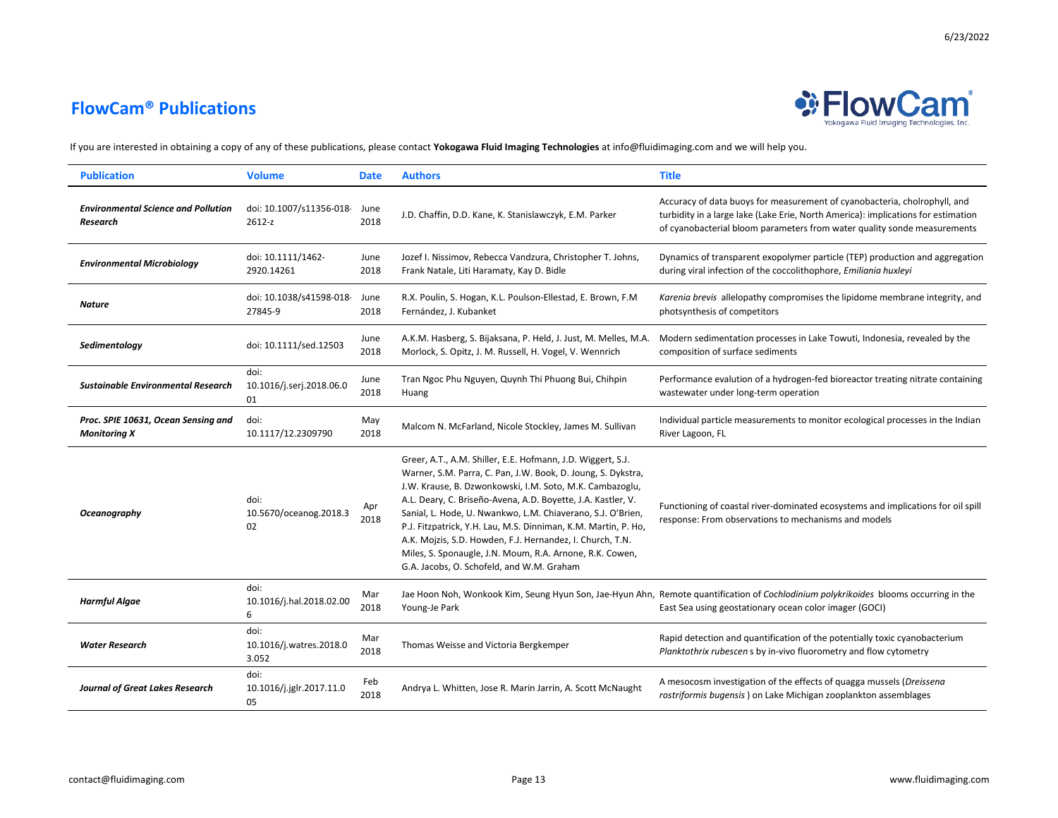## FlowCam® Publications

If you are interested in obtaining a copy of any of these publications, please contact **Yokogawa Fluid Imaging Technologies** at info@fluidimaging.com and we will help you.

| Publication | Volume | Date | Authors | Title |
|---|---|---|---|---|
| ***Environmental Science and Pollution Research*** | doi: 10.1007/s11356-018-2612-z | June 2018 | J.D. Chaffin, D.D. Kane, K. Stanislawczyk, E.M. Parker | Accuracy of data buoys for measurement of cyanobacteria, cholrophyll, and turbidity in a large lake (Lake Erie, North America): implications for estimation of cyanobacterial bloom parameters from water quality sonde measurements |
| ***Environmental Microbiology*** | doi: 10.1111/1462-2920.14261 | June 2018 | Jozef I. Nissimov, Rebecca Vandzura, Christopher T. Johns, Frank Natale, Liti Haramaty, Kay D. Bidle | Dynamics of transparent exopolymer particle (TEP) production and aggregation during viral infection of the coccolithophore, *Emiliania huxleyi* |
| ***Nature*** | doi: 10.1038/s41598-018-27845-9 | June 2018 | R.X. Poulin, S. Hogan, K.L. Poulson-Ellestad, E. Brown, F.M Fernández, J. Kubanket | *Karenia brevis* allelopathy compromises the lipidome membrane integrity, and photsynthesis of competitors |
| ***Sedimentology*** | doi: 10.1111/sed.12503 | June 2018 | A.K.M. Hasberg, S. Bijaksana, P. Held, J. Just, M. Melles, M.A. Morlock, S. Opitz, J. M. Russell, H. Vogel, V. Wennrich | Modern sedimentation processes in Lake Towuti, Indonesia, revealed by the composition of surface sediments |
| ***Sustainable Environmental Research*** | doi: 10.1016/j.serj.2018.06.001 | June 2018 | Tran Ngoc Phu Nguyen, Quynh Thi Phuong Bui, Chihpin Huang | Performance evalution of a hydrogen-fed bioreactor treating nitrate containing wastewater under long-term operation |
| ***Proc. SPIE 10631, Ocean Sensing and Monitoring X*** | doi: 10.1117/12.2309790 | May 2018 | Malcom N. McFarland, Nicole Stockley, James M. Sullivan | Individual particle measurements to monitor ecological processes in the Indian River Lagoon, FL |
| ***Oceanography*** | doi: 10.5670/oceanog.2018.302 | Apr 2018 | Greer, A.T., A.M. Shiller, E.E. Hofmann, J.D. Wiggert, S.J. Warner, S.M. Parra, C. Pan, J.W. Book, D. Joung, S. Dykstra, J.W. Krause, B. Dzwonkowski, I.M. Soto, M.K. Cambazoglu, A.L. Deary, C. Briseño-Avena, A.D. Boyette, J.A. Kastler, V. Sanial, L. Hode, U. Nwankwo, L.M. Chiaverano, S.J. O'Brien, P.J. Fitzpatrick, Y.H. Lau, M.S. Dinniman, K.M. Martin, P. Ho, A.K. Mojzis, S.D. Howden, F.J. Hernandez, I. Church, T.N. Miles, S. Sponaugle, J.N. Moum, R.A. Arnone, R.K. Cowen, G.A. Jacobs, O. Schofeld, and W.M. Graham | Functioning of coastal river-dominated ecosystems and implications for oil spill response: From observations to mechanisms and models |
| ***Harmful Algae*** | doi: 10.1016/j.hal.2018.02.006 | Mar 2018 | Jae Hoon Noh, Wonkook Kim, Seung Hyun Son, Jae-Hyun Ahn, Young-Je Park | Remote quantification of *Cochlodinium polykrikoides* blooms occurring in the East Sea using geostationary ocean color imager (GOCI) |
| ***Water Research*** | doi: 10.1016/j.watres.2018.03.052 | Mar 2018 | Thomas Weisse and Victoria Bergkemper | Rapid detection and quantification of the potentially toxic cyanobacterium *Planktothrix rubescen* s by in-vivo fluorometry and flow cytometry |
| ***Journal of Great Lakes Research*** | doi: 10.1016/j.jglr.2017.11.005 | Feb 2018 | Andrya L. Whitten, Jose R. Marin Jarrin, A. Scott McNaught | A mesocosm investigation of the effects of quagga mussels (*Dreissena rostriformis bugensis* ) on Lake Michigan zooplankton assemblages |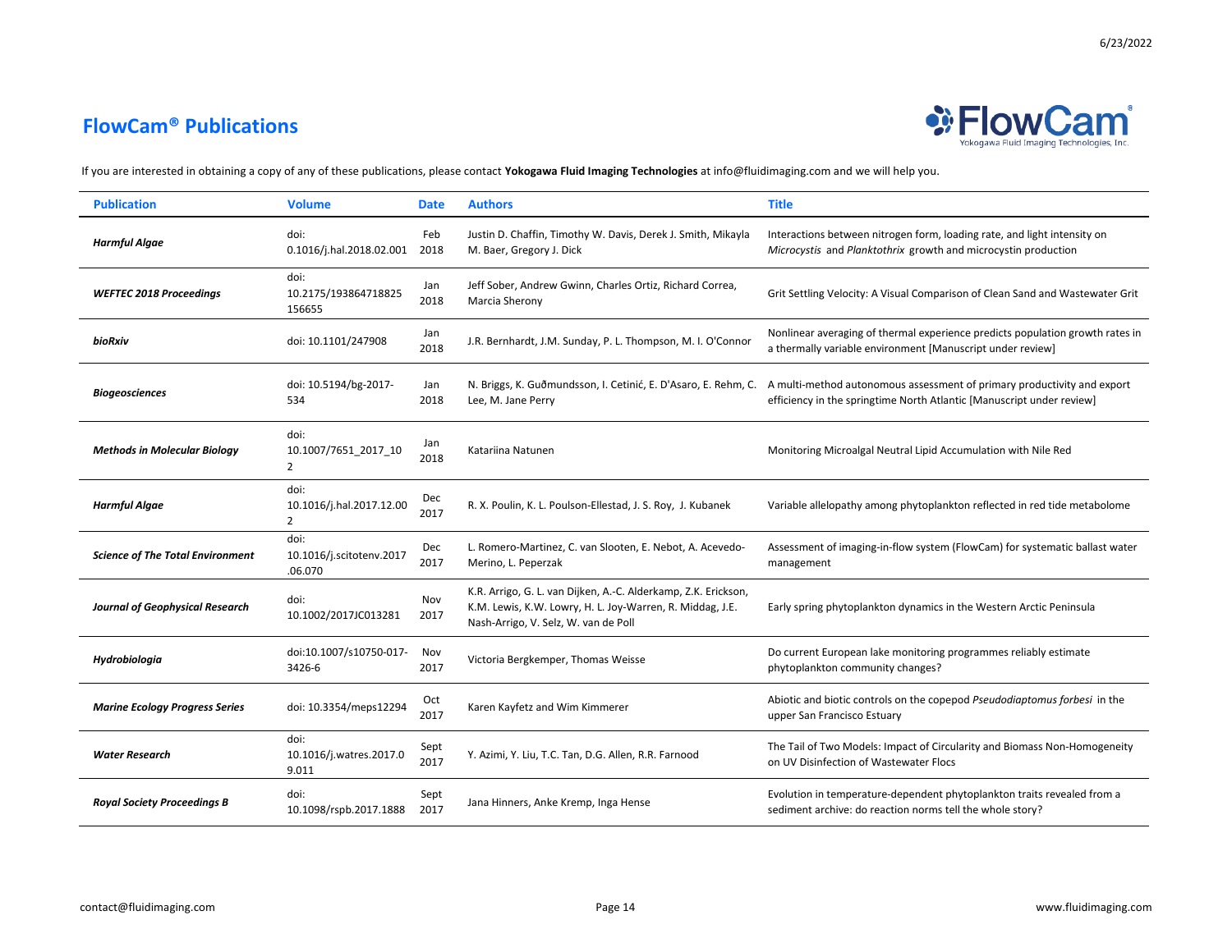## FlowCam® Publications

If you are interested in obtaining a copy of any of these publications, please contact **Yokogawa Fluid Imaging Technologies** at info@fluidimaging.com and we will help you.

| Publication | Volume | Date | Authors | Title |
|---|---|---|---|---|
| ***Harmful Algae*** | doi: 0.1016/j.hal.2018.02.001 | Feb 2018 | Justin D. Chaffin, Timothy W. Davis, Derek J. Smith, Mikayla M. Baer, Gregory J. Dick | Interactions between nitrogen form, loading rate, and light intensity on *Microcystis* and *Planktothrix* growth and microcystin production |
| ***WEFTEC 2018 Proceedings*** | doi: 10.2175/193864718825156655 | Jan 2018 | Jeff Sober, Andrew Gwinn, Charles Ortiz, Richard Correa, Marcia Sherony | Grit Settling Velocity: A Visual Comparison of Clean Sand and Wastewater Grit |
| ***bioRxiv*** | doi: 10.1101/247908 | Jan 2018 | J.R. Bernhardt, J.M. Sunday, P. L. Thompson, M. I. O'Connor | Nonlinear averaging of thermal experience predicts population growth rates in a thermally variable environment [Manuscript under review] |
| ***Biogeosciences*** | doi: 10.5194/bg-2017-534 | Jan 2018 | N. Briggs, K. Guðmundsson, I. Cetinić, E. D'Asaro, E. Rehm, C. Lee, M. Jane Perry | A multi-method autonomous assessment of primary productivity and export efficiency in the springtime North Atlantic [Manuscript under review] |
| ***Methods in Molecular Biology*** | doi: 10.1007/7651_2017_102 | Jan 2018 | Katariina Natunen | Monitoring Microalgal Neutral Lipid Accumulation with Nile Red |
| ***Harmful Algae*** | doi: 10.1016/j.hal.2017.12.002 | Dec 2017 | R. X. Poulin, K. L. Poulson-Ellestad, J. S. Roy, J. Kubanek | Variable allelopathy among phytoplankton reflected in red tide metabolome |
| ***Science of The Total Environment*** | doi: 10.1016/j.scitotenv.2017.06.070 | Dec 2017 | L. Romero-Martinez, C. van Slooten, E. Nebot, A. Acevedo-Merino, L. Peperzak | Assessment of imaging-in-flow system (FlowCam) for systematic ballast water management |
| ***Journal of Geophysical Research*** | doi: 10.1002/2017JC013281 | Nov 2017 | K.R. Arrigo, G. L. van Dijken, A.-C. Alderkamp, Z.K. Erickson, K.M. Lewis, K.W. Lowry, H. L. Joy-Warren, R. Middag, J.E. Nash-Arrigo, V. Selz, W. van de Poll | Early spring phytoplankton dynamics in the Western Arctic Peninsula |
| ***Hydrobiologia*** | doi:10.1007/s10750-017-3426-6 | Nov 2017 | Victoria Bergkemper, Thomas Weisse | Do current European lake monitoring programmes reliably estimate phytoplankton community changes? |
| ***Marine Ecology Progress Series*** | doi: 10.3354/meps12294 | Oct 2017 | Karen Kayfetz and Wim Kimmerer | Abiotic and biotic controls on the copepod *Pseudodiaptomus forbesi* in the upper San Francisco Estuary |
| ***Water Research*** | doi: 10.1016/j.watres.2017.09.011 | Sept 2017 | Y. Azimi, Y. Liu, T.C. Tan, D.G. Allen, R.R. Farnood | The Tail of Two Models: Impact of Circularity and Biomass Non-Homogeneity on UV Disinfection of Wastewater Flocs |
| ***Royal Society Proceedings B*** | doi: 10.1098/rspb.2017.1888 | Sept 2017 | Jana Hinners, Anke Kremp, Inga Hense | Evolution in temperature-dependent phytoplankton traits revealed from a sediment archive: do reaction norms tell the whole story? |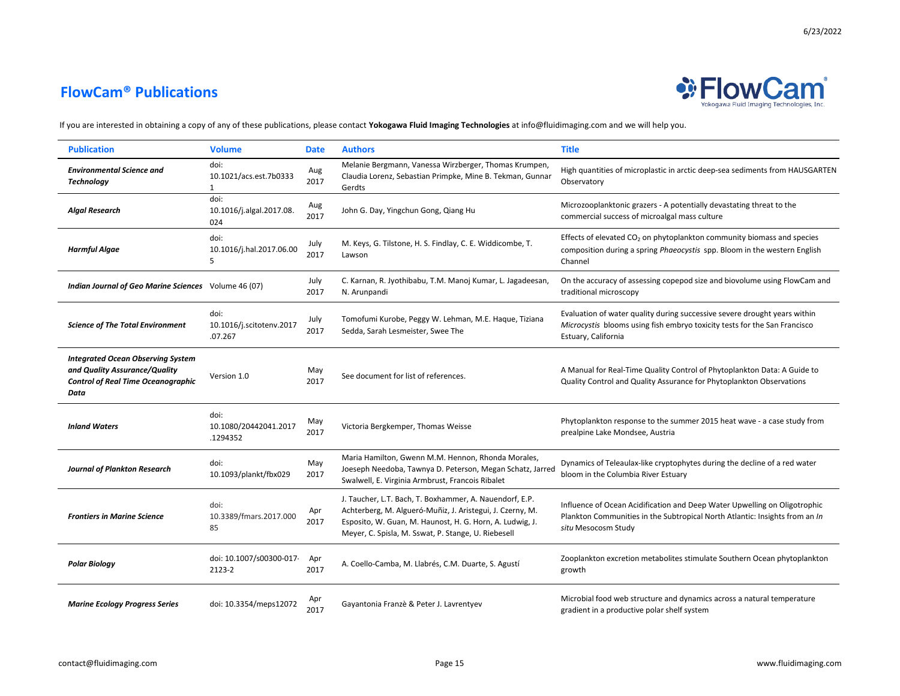## FlowCam® Publications

If you are interested in obtaining a copy of any of these publications, please contact **Yokogawa Fluid Imaging Technologies** at info@fluidimaging.com and we will help you.

| Publication | Volume | Date | Authors | Title |
|---|---|---|---|---|
| ***Environmental Science and Technology*** | doi: 10.1021/acs.est.7b03331 | Aug 2017 | Melanie Bergmann, Vanessa Wirzberger, Thomas Krumpen, Claudia Lorenz, Sebastian Primpke, Mine B. Tekman, Gunnar Gerdts | High quantities of microplastic in arctic deep-sea sediments from HAUSGARTEN Observatory |
| ***Algal Research*** | doi: 10.1016/j.algal.2017.08.024 | Aug 2017 | John G. Day, Yingchun Gong, Qiang Hu | Microzooplanktonic grazers - A potentially devastating threat to the commercial success of microalgal mass culture |
| ***Harmful Algae*** | doi: 10.1016/j.hal.2017.06.005 | July 2017 | M. Keys, G. Tilstone, H. S. Findlay, C. E. Widdicombe, T. Lawson | Effects of elevated $CO_2$ on phytoplankton community biomass and species composition during a spring *Phaeocystis* spp. Bloom in the western English Channel |
| ***Indian Journal of Geo Marine Sciences*** | Volume 46 (07) | July 2017 | C. Karnan, R. Jyothibabu, T.M. Manoj Kumar, L. Jagadeesan, N. Arunpandi | On the accuracy of assessing copepod size and biovolume using FlowCam and traditional microscopy |
| ***Science of The Total Environment*** | doi: 10.1016/j.scitotenv.2017.07.267 | July 2017 | Tomofumi Kurobe, Peggy W. Lehman, M.E. Haque, Tiziana Sedda, Sarah Lesmeister, Swee The | Evaluation of water quality during successive severe drought years within *Microcystis* blooms using fish embryo toxicity tests for the San Francisco Estuary, California |
| ***Integrated Ocean Observing System and Quality Assurance/Quality Control of Real Time Oceanographic Data*** | Version 1.0 | May 2017 | See document for list of references. | A Manual for Real-Time Quality Control of Phytoplankton Data: A Guide to Quality Control and Quality Assurance for Phytoplankton Observations |
| ***Inland Waters*** | doi: 10.1080/20442041.2017.1294352 | May 2017 | Victoria Bergkemper, Thomas Weisse | Phytoplankton response to the summer 2015 heat wave - a case study from prealpine Lake Mondsee, Austria |
| ***Journal of Plankton Research*** | doi: 10.1093/plankt/fbx029 | May 2017 | Maria Hamilton, Gwenn M.M. Hennon, Rhonda Morales, Joeseph Needoba, Tawnya D. Peterson, Megan Schatz, Jarred Swalwell, E. Virginia Armbrust, Francois Ribalet | Dynamics of Teleaulax-like cryptophytes during the decline of a red water bloom in the Columbia River Estuary |
| ***Frontiers in Marine Science*** | doi: 10.3389/fmars.2017.00085 | Apr 2017 | J. Taucher, L.T. Bach, T. Boxhammer, A. Nauendorf, E.P. Achterberg, M. Algueró-Muñiz, J. Aristegui, J. Czerny, M. Esposito, W. Guan, M. Haunost, H. G. Horn, A. Ludwig, J. Meyer, C. Spisla, M. Sswat, P. Stange, U. Riebesell | Influence of Ocean Acidification and Deep Water Upwelling on Oligotrophic Plankton Communities in the Subtropical North Atlantic: Insights from an *In situ* Mesocosm Study |
| ***Polar Biology*** | doi: 10.1007/s00300-017-2123-2 | Apr 2017 | A. Coello-Camba, M. Llabrés, C.M. Duarte, S. Agustí | Zooplankton excretion metabolites stimulate Southern Ocean phytoplankton growth |
| ***Marine Ecology Progress Series*** | doi: 10.3354/meps12072 | Apr 2017 | Gayantonia Franzè & Peter J. Lavrentyev | Microbial food web structure and dynamics across a natural temperature gradient in a productive polar shelf system |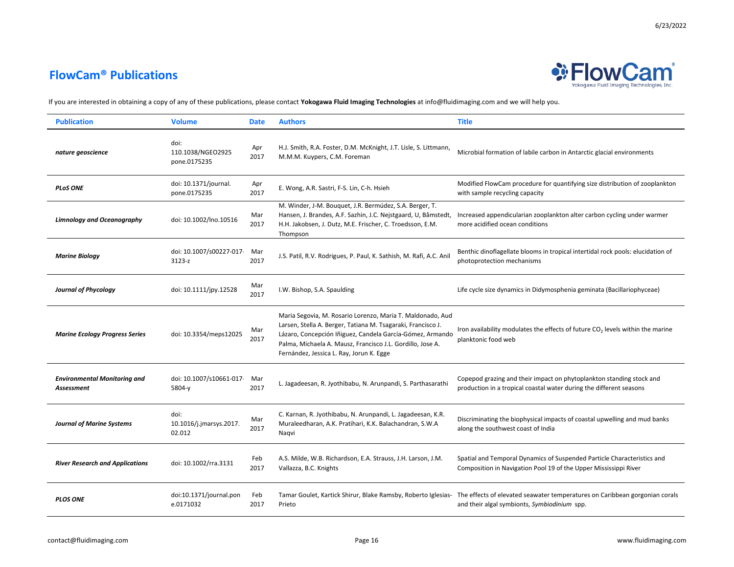## FlowCam® Publications

If you are interested in obtaining a copy of any of these publications, please contact **Yokogawa Fluid Imaging Technologies** at info@fluidimaging.com and we will help you.

| Publication | Volume | Date | Authors | Title |
|---|---|---|---|---|
| ***nature geoscience*** | doi: 110.1038/NGEO2925 pone.0175235 | Apr 2017 | H.J. Smith, R.A. Foster, D.M. McKnight, J.T. Lisle, S. Littmann, M.M.M. Kuypers, C.M. Foreman | Microbial formation of labile carbon in Antarctic glacial environments |
| ***PLoS ONE*** | doi: 10.1371/journal. pone.0175235 | Apr 2017 | E. Wong, A.R. Sastri, F-S. Lin, C-h. Hsieh | Modified FlowCam procedure for quantifying size distribution of zooplankton with sample recycling capacity |
| ***Limnology and Oceanography*** | doi: 10.1002/lno.10516 | Mar 2017 | M. Winder, J-M. Bouquet, J.R. Bermúdez, S.A. Berger, T. Hansen, J. Brandes, A.F. Sazhin, J.C. Nejstgaard, U, Båmstedt, H.H. Jakobsen, J. Dutz, M.E. Frischer, C. Troedsson, E.M. Thompson | Increased appendicularian zooplankton alter carbon cycling under warmer more acidified ocean conditions |
| ***Marine Biology*** | doi: 10.1007/s00227-017-3123-z | Mar 2017 | J.S. Patil, R.V. Rodrigues, P. Paul, K. Sathish, M. Rafi, A.C. Anil | Benthic dinoflagellate blooms in tropical intertidal rock pools: elucidation of photoprotection mechanisms |
| ***Journal of Phycology*** | doi: 10.1111/jpy.12528 | Mar 2017 | I.W. Bishop, S.A. Spaulding | Life cycle size dynamics in Didymosphenia geminata (Bacillariophyceae) |
| ***Marine Ecology Progress Series*** | doi: 10.3354/meps12025 | Mar 2017 | Maria Segovia, M. Rosario Lorenzo, Maria T. Maldonado, Aud Larsen, Stella A. Berger, Tatiana M. Tsagaraki, Francisco J. Lázaro, Concepción Iñiguez, Candela García-Gómez, Armando Palma, Michaela A. Mausz, Francisco J.L. Gordillo, Jose A. Fernández, Jessica L. Ray, Jorun K. Egge | Iron availability modulates the effects of future $CO_2$ levels within the marine planktonic food web |
| ***Environmental Monitoring and Assessment*** | doi: 10.1007/s10661-017-5804-y | Mar 2017 | L. Jagadeesan, R. Jyothibabu, N. Arunpandi, S. Parthasarathi | Copepod grazing and their impact on phytoplankton standing stock and production in a tropical coastal water during the different seasons |
| ***Journal of Marine Systems*** | doi: 10.1016/j.jmarsys.2017. 02.012 | Mar 2017 | C. Karnan, R. Jyothibabu, N. Arunpandi, L. Jagadeesan, K.R. Muraleedharan, A.K. Pratihari, K.K. Balachandran, S.W.A Naqvi | Discriminating the biophysical impacts of coastal upwelling and mud banks along the southwest coast of India |
| ***River Research and Applications*** | doi: 10.1002/rra.3131 | Feb 2017 | A.S. Milde, W.B. Richardson, E.A. Strauss, J.H. Larson, J.M. Vallazza, B.C. Knights | Spatial and Temporal Dynamics of Suspended Particle Characteristics and Composition in Navigation Pool 19 of the Upper Mississippi River |
| ***PLOS ONE*** | doi:10.1371/journal.pone.0171032 | Feb 2017 | Tamar Goulet, Kartick Shirur, Blake Ramsby, Roberto Iglesias-Prieto | The effects of elevated seawater temperatures on Caribbean gorgonian corals and their algal symbionts, *Symbiodinium* spp. |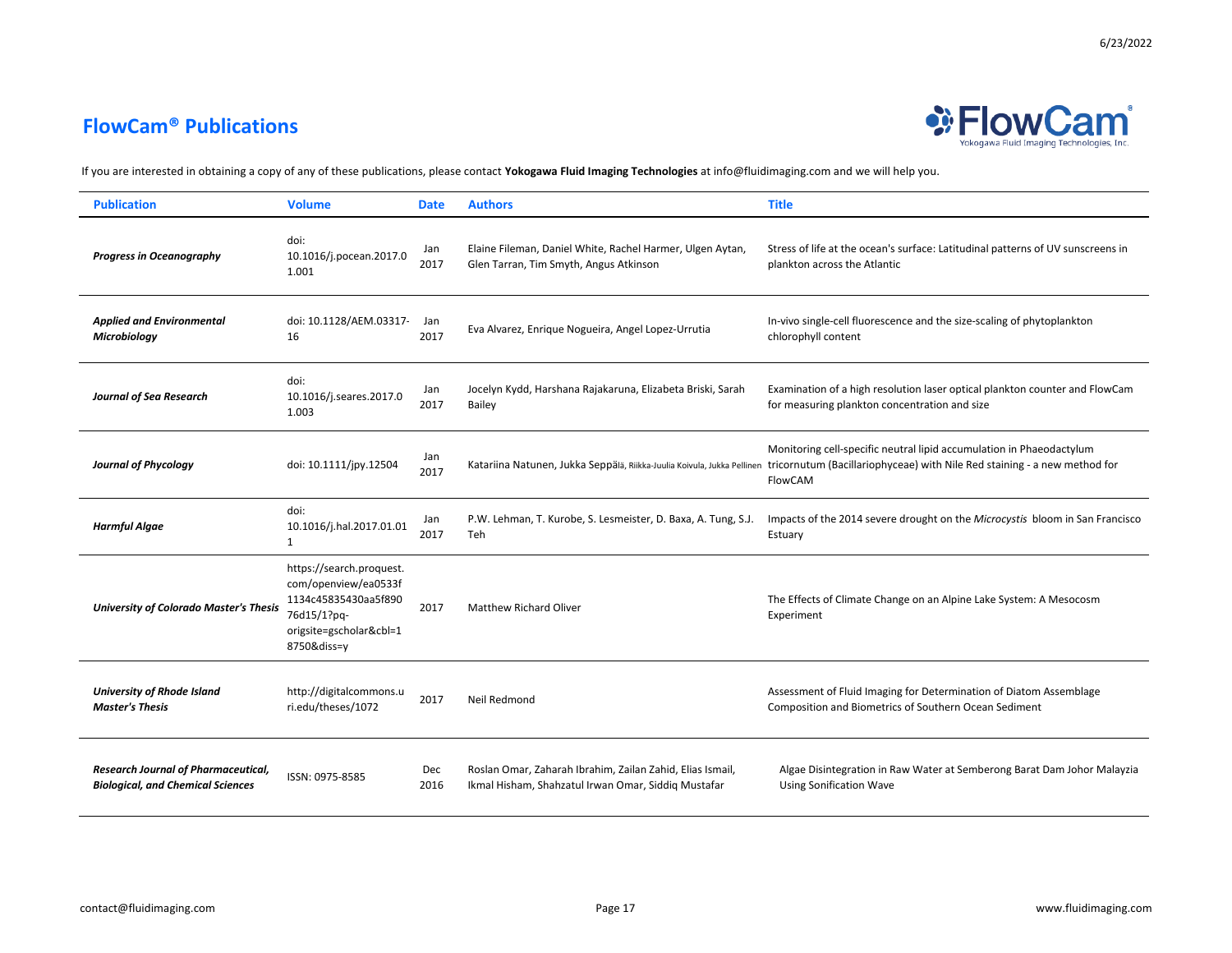## FlowCam® Publications

If you are interested in obtaining a copy of any of these publications, please contact **Yokogawa Fluid Imaging Technologies** at info@fluidimaging.com and we will help you.

| Publication | Volume | Date | Authors | Title |
|---|---|---|---|---|
| ***Progress in Oceanography*** | doi: 10.1016/j.pocean.2017.01.001 | Jan 2017 | Elaine Fileman, Daniel White, Rachel Harmer, Ulgen Aytan, Glen Tarran, Tim Smyth, Angus Atkinson | Stress of life at the ocean's surface: Latitudinal patterns of UV sunscreens in plankton across the Atlantic |
| ***Applied and Environmental Microbiology*** | doi: 10.1128/AEM.03317-16 | Jan 2017 | Eva Alvarez, Enrique Nogueira, Angel Lopez-Urrutia | In-vivo single-cell fluorescence and the size-scaling of phytoplankton chlorophyll content |
| ***Journal of Sea Research*** | doi: 10.1016/j.seares.2017.01.003 | Jan 2017 | Jocelyn Kydd, Harshana Rajakaruna, Elizabeta Briski, Sarah Bailey | Examination of a high resolution laser optical plankton counter and FlowCam for measuring plankton concentration and size |
| ***Journal of Phycology*** | doi: 10.1111/jpy.12504 | Jan 2017 | Katariina Natunen, Jukka Seppälä, Riikka-Juulia Koivula, Jukka Pellinen | Monitoring cell-specific neutral lipid accumulation in Phaeodactylum tricornutum (Bacillariophyceae) with Nile Red staining - a new method for FlowCAM |
| ***Harmful Algae*** | doi: 10.1016/j.hal.2017.01.011 | Jan 2017 | P.W. Lehman, T. Kurobe, S. Lesmeister, D. Baxa, A. Tung, S.J. Teh | Impacts of the 2014 severe drought on the *Microcystis* bloom in San Francisco Estuary |
| ***University of Colorado Master's Thesis*** | https://search.proquest.com/openview/ea0533f1134c45835430aa5f89076d15/1?pq-origsite=gscholar&cbl=18750&diss=y | 2017 | Matthew Richard Oliver | The Effects of Climate Change on an Alpine Lake System: A Mesocosm Experiment |
| ***University of Rhode Island Master's Thesis*** | http://digitalcommons.uri.edu/theses/1072 | 2017 | Neil Redmond | Assessment of Fluid Imaging for Determination of Diatom Assemblage Composition and Biometrics of Southern Ocean Sediment |
| ***Research Journal of Pharmaceutical, Biological, and Chemical Sciences*** | ISSN: 0975-8585 | Dec 2016 | Roslan Omar, Zaharah Ibrahim, Zailan Zahid, Elias Ismail, Ikmal Hisham, Shahzatul Irwan Omar, Siddiq Mustafar | Algae Disintegration in Raw Water at Semberong Barat Dam Johor Malayzia Using Sonification Wave |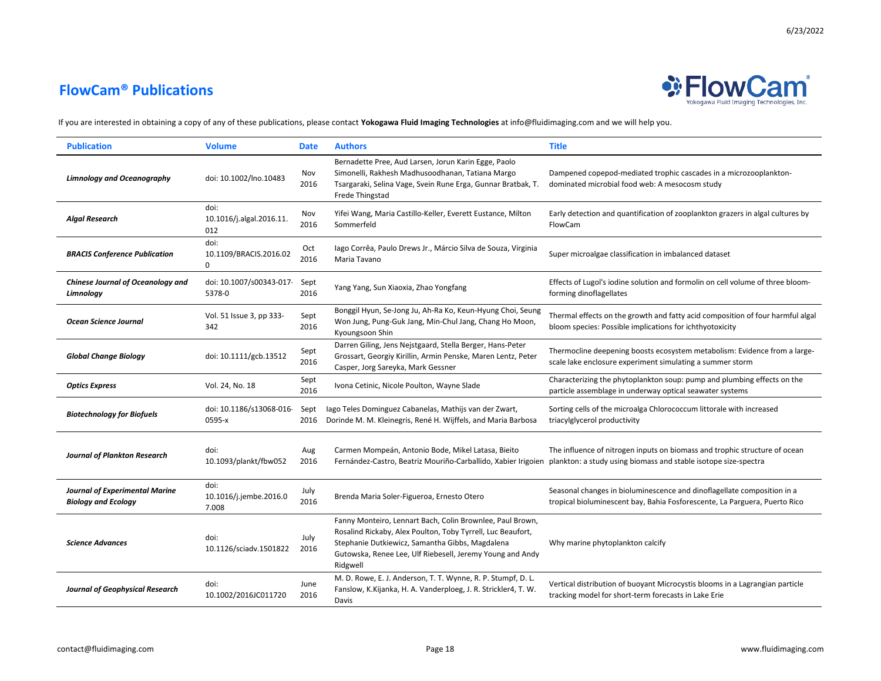# FlowCam® Publications

If you are interested in obtaining a copy of any of these publications, please contact **Yokogawa Fluid Imaging Technologies** at info@fluidimaging.com and we will help you.

| Publication | Volume | Date | Authors | Title |
|---|---|---|---|---|
| ***Limnology and Oceanography*** | doi: 10.1002/lno.10483 | Nov 2016 | Bernadette Pree, Aud Larsen, Jorun Karin Egge, Paolo Simonelli, Rakhesh Madhusoodhanan, Tatiana Margo Tsargaraki, Selina Vage, Svein Rune Erga, Gunnar Bratbak, T. Frede Thingstad | Dampened copepod-mediated trophic cascades in a microzooplankton-dominated microbial food web: A mesocosm study |
| ***Algal Research*** | doi: 10.1016/j.algal.2016.11.012 | Nov 2016 | Yifei Wang, Maria Castillo-Keller, Everett Eustance, Milton Sommerfeld | Early detection and quantification of zooplankton grazers in algal cultures by FlowCam |
| ***BRACIS Conference Publication*** | doi: 10.1109/BRACIS.2016.020 | Oct 2016 | Iago Corrêa, Paulo Drews Jr., Márcio Silva de Souza, Virginia Maria Tavano | Super microalgae classification in imbalanced dataset |
| ***Chinese Journal of Oceanology and Limnology*** | doi: 10.1007/s00343-017-5378-0 | Sept 2016 | Yang Yang, Sun Xiaoxia, Zhao Yongfang | Effects of Lugol's iodine solution and formolin on cell volume of three bloom-forming dinoflagellates |
| ***Ocean Science Journal*** | Vol. 51 Issue 3, pp 333-342 | Sept 2016 | Bonggil Hyun, Se-Jong Ju, Ah-Ra Ko, Keun-Hyung Choi, Seung Won Jung, Pung-Guk Jang, Min-Chul Jang, Chang Ho Moon, Kyoungsoon Shin | Thermal effects on the growth and fatty acid composition of four harmful algal bloom species: Possible implications for ichthyotoxicity |
| ***Global Change Biology*** | doi: 10.1111/gcb.13512 | Sept 2016 | Darren Giling, Jens Nejstgaard, Stella Berger, Hans-Peter Grossart, Georgiy Kirillin, Armin Penske, Maren Lentz, Peter Casper, Jorg Sareyka, Mark Gessner | Thermocline deepening boosts ecosystem metabolism: Evidence from a large-scale lake enclosure experiment simulating a summer storm |
| ***Optics Express*** | Vol. 24, No. 18 | Sept 2016 | Ivona Cetinic, Nicole Poulton, Wayne Slade | Characterizing the phytoplankton soup: pump and plumbing effects on the particle assemblage in underway optical seawater systems |
| ***Biotechnology for Biofuels*** | doi: 10.1186/s13068-016-0595-x | Sept 2016 | Iago Teles Dominguez Cabanelas, Mathijs van der Zwart, Dorinde M. M. Kleinegris, René H. Wijffels, and Maria Barbosa | Sorting cells of the microalga Chlorococcum littorale with increased triacylglycerol productivity |
| ***Journal of Plankton Research*** | doi: 10.1093/plankt/fbw052 | Aug 2016 | Carmen Mompeán, Antonio Bode, Mikel Latasa, Bieito Fernández-Castro, Beatriz Mouriño-Carballido, Xabier Irigoien | The influence of nitrogen inputs on biomass and trophic structure of ocean plankton: a study using biomass and stable isotope size-spectra |
| ***Journal of Experimental Marine Biology and Ecology*** | doi: 10.1016/j.jembe.2016.07.008 | July 2016 | Brenda Maria Soler-Figueroa, Ernesto Otero | Seasonal changes in bioluminescence and dinoflagellate composition in a tropical bioluminescent bay, Bahia Fosforescente, La Parguera, Puerto Rico |
| ***Science Advances*** | doi: 10.1126/sciadv.1501822 | July 2016 | Fanny Monteiro, Lennart Bach, Colin Brownlee, Paul Brown, Rosalind Rickaby, Alex Poulton, Toby Tyrrell, Luc Beaufort, Stephanie Dutkiewicz, Samantha Gibbs, Magdalena Gutowska, Renee Lee, Ulf Riebesell, Jeremy Young and Andy Ridgwell | Why marine phytoplankton calcify |
| ***Journal of Geophysical Research*** | doi: 10.1002/2016JC011720 | June 2016 | M. D. Rowe, E. J. Anderson, T. T. Wynne, R. P. Stumpf, D. L. Fanslow, K.Kijanka, H. A. Vanderploeg, J. R. Strickler4, T. W. Davis | Vertical distribution of buoyant Microcystis blooms in a Lagrangian particle tracking model for short-term forecasts in Lake Erie |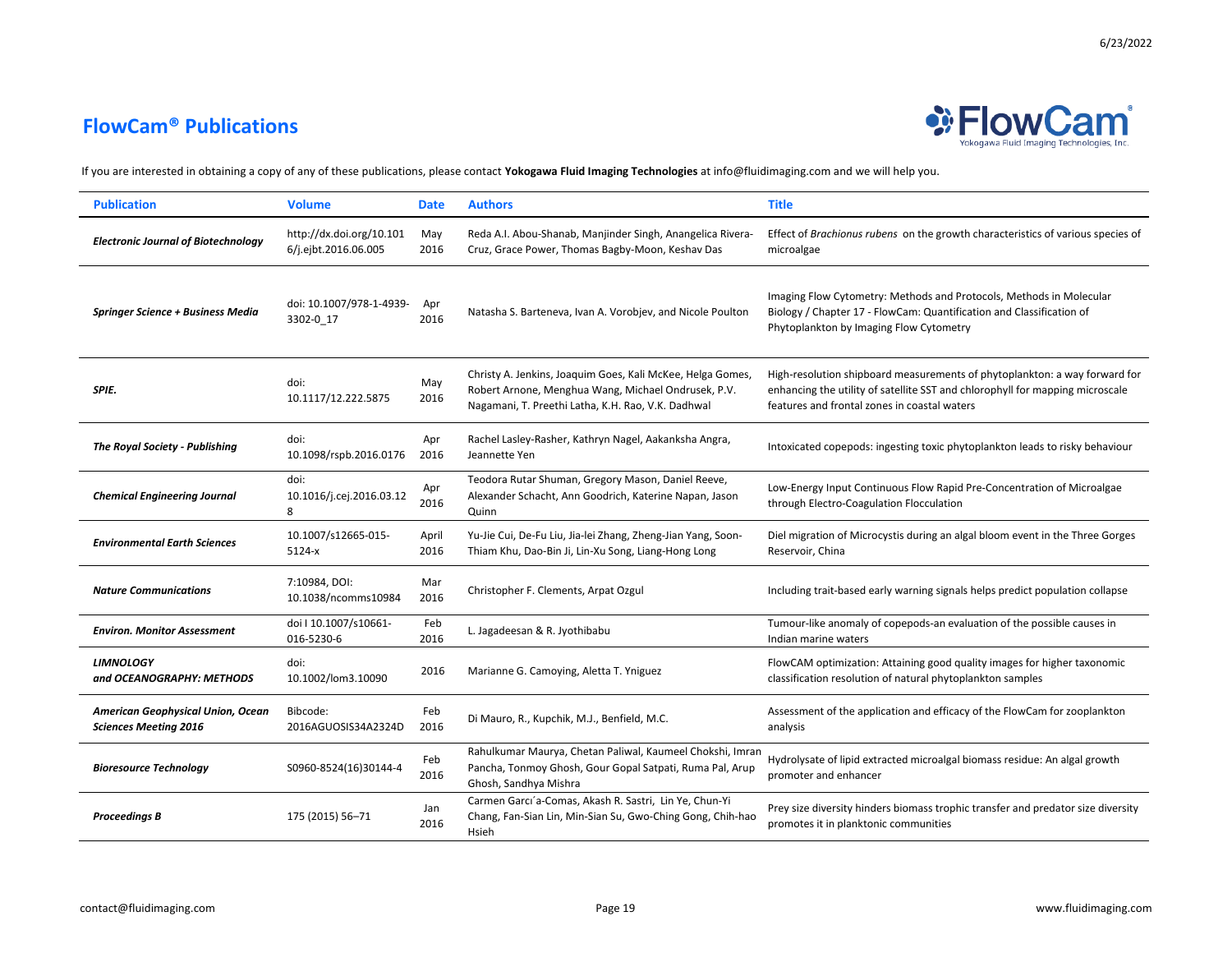## FlowCam® Publications

If you are interested in obtaining a copy of any of these publications, please contact **Yokogawa Fluid Imaging Technologies** at info@fluidimaging.com and we will help you.

| Publication | Volume | Date | Authors | Title |
|---|---|---|---|---|
| ***Electronic Journal of Biotechnology*** | http://dx.doi.org/10.1016/j.ejbt.2016.06.005 | May 2016 | Reda A.I. Abou-Shanab, Manjinder Singh, Anangelica Rivera-Cruz, Grace Power, Thomas Bagby-Moon, Keshav Das | Effect of *Brachionus rubens* on the growth characteristics of various species of microalgae |
| ***Springer Science + Business Media*** | doi: 10.1007/978-1-4939-3302-0_17 | Apr 2016 | Natasha S. Barteneva, Ivan A. Vorobjev, and Nicole Poulton | Imaging Flow Cytometry: Methods and Protocols, Methods in Molecular Biology / Chapter 17 - FlowCam: Quantification and Classification of Phytoplankton by Imaging Flow Cytometry |
| ***SPIE.*** | doi: 10.1117/12.222.5875 | May 2016 | Christy A. Jenkins, Joaquim Goes, Kali McKee, Helga Gomes, Robert Arnone, Menghua Wang, Michael Ondrusek, P.V. Nagamani, T. Preethi Latha, K.H. Rao, V.K. Dadhwal | High-resolution shipboard measurements of phytoplankton: a way forward for enhancing the utility of satellite SST and chlorophyll for mapping microscale features and frontal zones in coastal waters |
| ***The Royal Society - Publishing*** | doi: 10.1098/rspb.2016.0176 | Apr 2016 | Rachel Lasley-Rasher, Kathryn Nagel, Aakanksha Angra, Jeannette Yen | Intoxicated copepods: ingesting toxic phytoplankton leads to risky behaviour |
| ***Chemical Engineering Journal*** | doi: 10.1016/j.cej.2016.03.128 | Apr 2016 | Teodora Rutar Shuman, Gregory Mason, Daniel Reeve, Alexander Schacht, Ann Goodrich, Katerine Napan, Jason Quinn | Low-Energy Input Continuous Flow Rapid Pre-Concentration of Microalgae through Electro-Coagulation Flocculation |
| ***Environmental Earth Sciences*** | 10.1007/s12665-015-5124-x | April 2016 | Yu-Jie Cui, De-Fu Liu, Jia-lei Zhang, Zheng-Jian Yang, Soon-Thiam Khu, Dao-Bin Ji, Lin-Xu Song, Liang-Hong Long | Diel migration of Microcystis during an algal bloom event in the Three Gorges Reservoir, China |
| ***Nature Communications*** | 7:10984, DOI: 10.1038/ncomms10984 | Mar 2016 | Christopher F. Clements, Arpat Ozgul | Including trait-based early warning signals helps predict population collapse |
| ***Environ. Monitor Assessment*** | doi I 10.1007/s10661-016-5230-6 | Feb 2016 | L. Jagadeesan & R. Jyothibabu | Tumour-like anomaly of copepods-an evaluation of the possible causes in Indian marine waters |
| ***LIMNOLOGY and OCEANOGRAPHY: METHODS*** | doi: 10.1002/lom3.10090 | 2016 | Marianne G. Camoying, Aletta T. Yniguez | FlowCAM optimization: Attaining good quality images for higher taxonomic classification resolution of natural phytoplankton samples |
| ***American Geophysical Union, Ocean Sciences Meeting 2016*** | Bibcode: 2016AGUOSIS34A2324D | Feb 2016 | Di Mauro, R., Kupchik, M.J., Benfield, M.C. | Assessment of the application and efficacy of the FlowCam for zooplankton analysis |
| ***Bioresource Technology*** | S0960-8524(16)30144-4 | Feb 2016 | Rahulkumar Maurya, Chetan Paliwal, Kaumeel Chokshi, Imran Pancha, Tonmoy Ghosh, Gour Gopal Satpati, Ruma Pal, Arup Ghosh, Sandhya Mishra | Hydrolysate of lipid extracted microalgal biomass residue: An algal growth promoter and enhancer |
| ***Proceedings B*** | 175 (2015) 56–71 | Jan 2016 | Carmen Garcı´a-Comas, Akash R. Sastri, Lin Ye, Chun-Yi Chang, Fan-Sian Lin, Min-Sian Su, Gwo-Ching Gong, Chih-hao Hsieh | Prey size diversity hinders biomass trophic transfer and predator size diversity promotes it in planktonic communities |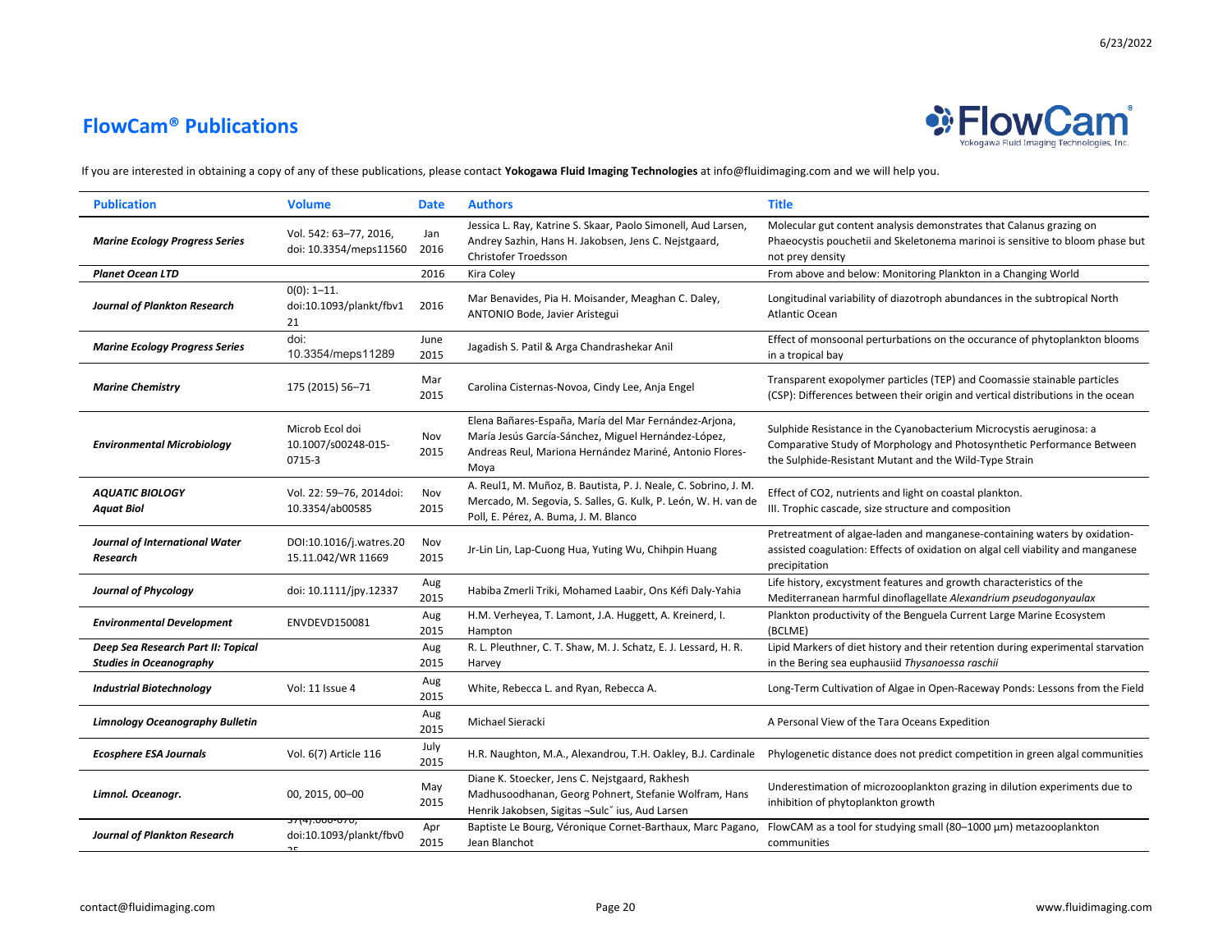## FlowCam® Publications

If you are interested in obtaining a copy of any of these publications, please contact **Yokogawa Fluid Imaging Technologies** at info@fluidimaging.com and we will help you.

| Publication | Volume | Date | Authors | Title |
|---|---|---|---|---|
| ***Marine Ecology Progress Series*** | Vol. 542: 63–77, 2016, doi: 10.3354/meps11560 | Jan 2016 | Jessica L. Ray, Katrine S. Skaar, Paolo Simonell, Aud Larsen, Andrey Sazhin, Hans H. Jakobsen, Jens C. Nejstgaard, Christofer Troedsson | Molecular gut content analysis demonstrates that Calanus grazing on Phaeocystis pouchetii and Skeletonema marinoi is sensitive to bloom phase but not prey density |
| ***Planet Ocean LTD*** | | 2016 | Kira Coley | From above and below: Monitoring Plankton in a Changing World |
| ***Journal of Plankton Research*** | 0(0): 1–11. doi:10.1093/plankt/fbv121 | 2016 | Mar Benavides, Pia H. Moisander, Meaghan C. Daley, ANTONIO Bode, Javier Aristegui | Longitudinal variability of diazotroph abundances in the subtropical North Atlantic Ocean |
| ***Marine Ecology Progress Series*** | doi: 10.3354/meps11289 | June 2015 | Jagadish S. Patil & Arga Chandrashekar Anil | Effect of monsoonal perturbations on the occurance of phytoplankton blooms in a tropical bay |
| ***Marine Chemistry*** | 175 (2015) 56–71 | Mar 2015 | Carolina Cisternas-Novoa, Cindy Lee, Anja Engel | Transparent exopolymer particles (TEP) and Coomassie stainable particles (CSP): Differences between their origin and vertical distributions in the ocean |
| ***Environmental Microbiology*** | Microb Ecol doi 10.1007/s00248-015-0715-3 | Nov 2015 | Elena Bañares-España, María del Mar Fernández-Arjona, María Jesús García-Sánchez, Miguel Hernández-López, Andreas Reul, Mariona Hernández Mariné, Antonio Flores-Moya | Sulphide Resistance in the Cyanobacterium Microcystis aeruginosa: a Comparative Study of Morphology and Photosynthetic Performance Between the Sulphide-Resistant Mutant and the Wild-Type Strain |
| ***AQUATIC BIOLOGY Aquat Biol*** | Vol. 22: 59–76, 2014doi: 10.3354/ab00585 | Nov 2015 | A. Reul1, M. Muñoz, B. Bautista, P. J. Neale, C. Sobrino, J. M. Mercado, M. Segovia, S. Salles, G. Kulk, P. León, W. H. van de Poll, E. Pérez, A. Buma, J. M. Blanco | Effect of CO2, nutrients and light on coastal plankton. III. Trophic cascade, size structure and composition |
| ***Journal of International Water Research*** | DOI:10.1016/j.watres.2015.11.042/WR 11669 | Nov 2015 | Jr-Lin Lin, Lap-Cuong Hua, Yuting Wu, Chihpin Huang | Pretreatment of algae-laden and manganese-containing waters by oxidation-assisted coagulation: Effects of oxidation on algal cell viability and manganese precipitation |
| ***Journal of Phycology*** | doi: 10.1111/jpy.12337 | Aug 2015 | Habiba Zmerli Triki, Mohamed Laabir, Ons Kéfi Daly-Yahia | Life history, excystment features and growth characteristics of the Mediterranean harmful dinoflagellate *Alexandrium pseudogonyaulax* |
| ***Environmental Development*** | ENVDEVD150081 | Aug 2015 | H.M. Verheyea, T. Lamont, J.A. Huggett, A. Kreinerd, I. Hampton | Plankton productivity of the Benguela Current Large Marine Ecosystem (BCLME) |
| ***Deep Sea Research Part II: Topical Studies in Oceanography*** | | Aug 2015 | R. L. Pleuthner, C. T. Shaw, M. J. Schatz, E. J. Lessard, H. R. Harvey | Lipid Markers of diet history and their retention during experimental starvation in the Bering sea euphausiid *Thysanoessa raschii* |
| ***Industrial Biotechnology*** | Vol: 11 Issue 4 | Aug 2015 | White, Rebecca L. and Ryan, Rebecca A. | Long-Term Cultivation of Algae in Open-Raceway Ponds: Lessons from the Field |
| ***Limnology Oceanography Bulletin*** | | Aug 2015 | Michael Sieracki | A Personal View of the Tara Oceans Expedition |
| ***Ecosphere ESA Journals*** | Vol. 6(7) Article 116 | July 2015 | H.R. Naughton, M.A., Alexandrou, T.H. Oakley, B.J. Cardinale | Phylogenetic distance does not predict competition in green algal communities |
| ***Limnol. Oceanogr.*** | 00, 2015, 00–00 | May 2015 | Diane K. Stoecker, Jens C. Nejstgaard, Rakhesh Madhusoodhanan, Georg Pohnert, Stefanie Wolfram, Hans Henrik Jakobsen, Sigitas ¬Sulc˘ ius, Aud Larsen | Underestimation of microzooplankton grazing in dilution experiments due to inhibition of phytoplankton growth |
| ***Journal of Plankton Research*** | 37(4):666–670, doi:10.1093/plankt/fbv025 | Apr 2015 | Baptiste Le Bourg, Véronique Cornet-Barthaux, Marc Pagano, Jean Blanchot | FlowCAM as a tool for studying small (80–1000 µm) metazooplankton communities |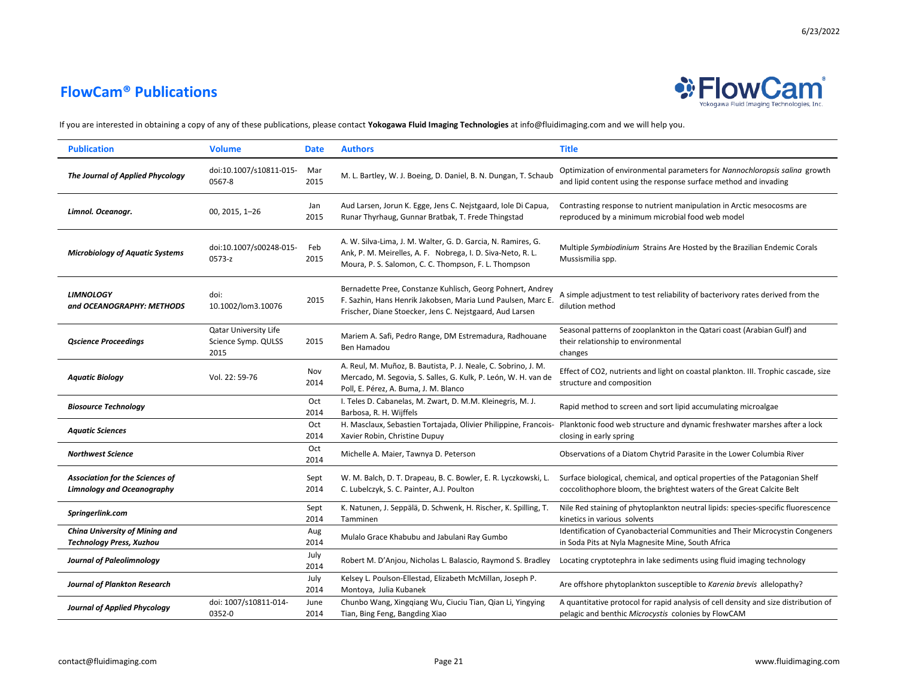# FlowCam® Publications

If you are interested in obtaining a copy of any of these publications, please contact **Yokogawa Fluid Imaging Technologies** at info@fluidimaging.com and we will help you.

| Publication | Volume | Date | Authors | Title |
|---|---|---|---|---|
| ***The Journal of Applied Phycology*** | doi:10.1007/s10811-015-0567-8 | Mar 2015 | M. L. Bartley, W. J. Boeing, D. Daniel, B. N. Dungan, T. Schaub | Optimization of environmental parameters for *Nannochloropsis salina* growth and lipid content using the response surface method and invading |
| ***Limnol. Oceanogr.*** | 00, 2015, 1–26 | Jan 2015 | Aud Larsen, Jorun K. Egge, Jens C. Nejstgaard, Iole Di Capua, Runar Thyrhaug, Gunnar Bratbak, T. Frede Thingstad | Contrasting response to nutrient manipulation in Arctic mesocosms are reproduced by a minimum microbial food web model |
| ***Microbiology of Aquatic Systems*** | doi:10.1007/s00248-015-0573-z | Feb 2015 | A. W. Silva-Lima, J. M. Walter, G. D. Garcia, N. Ramires, G. Ank, P. M. Meirelles, A. F. Nobrega, I. D. Siva-Neto, R. L. Moura, P. S. Salomon, C. C. Thompson, F. L. Thompson | Multiple *Symbiodinium* Strains Are Hosted by the Brazilian Endemic Corals Mussismilia spp. |
| ***LIMNOLOGY and OCEANOGRAPHY: METHODS*** | doi: 10.1002/lom3.10076 | 2015 | Bernadette Pree, Constanze Kuhlisch, Georg Pohnert, Andrey F. Sazhin, Hans Henrik Jakobsen, Maria Lund Paulsen, Marc E. Frischer, Diane Stoecker, Jens C. Nejstgaard, Aud Larsen | A simple adjustment to test reliability of bacterivory rates derived from the dilution method |
| ***Qscience Proceedings*** | Qatar University Life Science Symp. QULSS 2015 | 2015 | Mariem A. Safi, Pedro Range, DM Estremadura, Radhouane Ben Hamadou | Seasonal patterns of zooplankton in the Qatari coast (Arabian Gulf) and their relationship to environmental changes |
| ***Aquatic Biology*** | Vol. 22: 59-76 | Nov 2014 | A. Reul, M. Muñoz, B. Bautista, P. J. Neale, C. Sobrino, J. M. Mercado, M. Segovia, S. Salles, G. Kulk, P. León, W. H. van de Poll, E. Pérez, A. Buma, J. M. Blanco | Effect of CO2, nutrients and light on coastal plankton. III. Trophic cascade, size structure and composition |
| ***Biosource Technology*** | | Oct 2014 | I. Teles D. Cabanelas, M. Zwart, D. M.M. Kleinegris, M. J. Barbosa, R. H. Wijffels | Rapid method to screen and sort lipid accumulating microalgae |
| ***Aquatic Sciences*** | | Oct 2014 | H. Masclaux, Sebastien Tortajada, Olivier Philippine, Francois-Xavier Robin, Christine Dupuy | Planktonic food web structure and dynamic freshwater marshes after a lock closing in early spring |
| ***Northwest Science*** | | Oct 2014 | Michelle A. Maier, Tawnya D. Peterson | Observations of a Diatom Chytrid Parasite in the Lower Columbia River |
| ***Association for the Sciences of Limnology and Oceanography*** | | Sept 2014 | W. M. Balch, D. T. Drapeau, B. C. Bowler, E. R. Lyczkowski, L. C. Lubelczyk, S. C. Painter, A.J. Poulton | Surface biological, chemical, and optical properties of the Patagonian Shelf coccolithophore bloom, the brightest waters of the Great Calcite Belt |
| ***Springerlink.com*** | | Sept 2014 | K. Natunen, J. Seppälä, D. Schwenk, H. Rischer, K. Spilling, T. Tamminen | Nile Red staining of phytoplankton neutral lipids: species-specific fluorescence kinetics in various solvents |
| ***China University of Mining and Technology Press, Xuzhou*** | | Aug 2014 | Mulalo Grace Khabubu and Jabulani Ray Gumbo | Identification of Cyanobacterial Communities and Their Microcystin Congeners in Soda Pits at Nyla Magnesite Mine, South Africa |
| ***Journal of Paleolimnology*** | | July 2014 | Robert M. D'Anjou, Nicholas L. Balascio, Raymond S. Bradley | Locating cryptotephra in lake sediments using fluid imaging technology |
| ***Journal of Plankton Research*** | | July 2014 | Kelsey L. Poulson-Ellestad, Elizabeth McMillan, Joseph P. Montoya, Julia Kubanek | Are offshore phytoplankton susceptible to *Karenia brevis* allelopathy? |
| ***Journal of Applied Phycology*** | doi: 1007/s10811-014-0352-0 | June 2014 | Chunbo Wang, Xingqiang Wu, Ciuciu Tian, Qian Li, Yingying Tian, Bing Feng, Bangding Xiao | A quantitative protocol for rapid analysis of cell density and size distribution of pelagic and benthic *Microcystis* colonies by FlowCAM |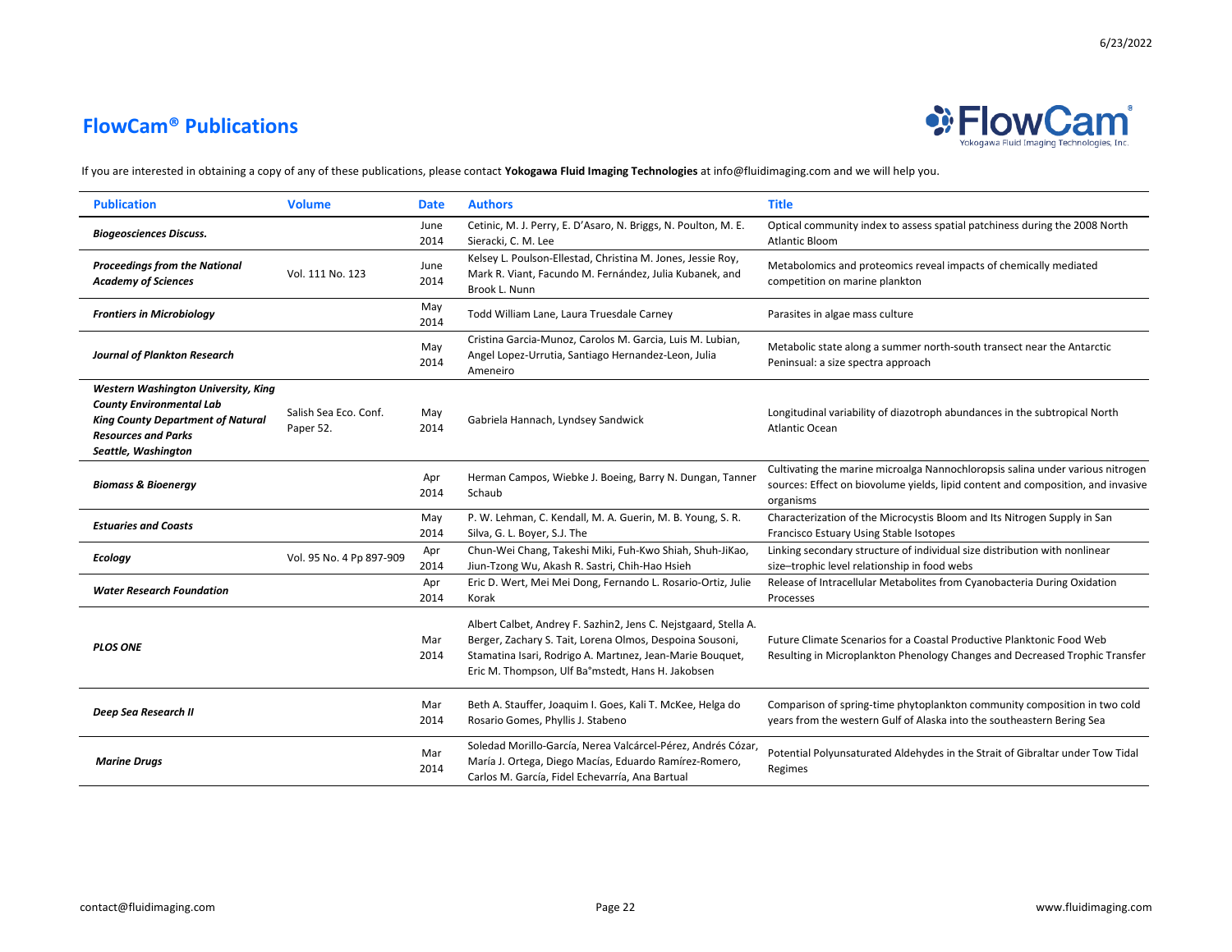## FlowCam® Publications

If you are interested in obtaining a copy of any of these publications, please contact **Yokogawa Fluid Imaging Technologies** at info@fluidimaging.com and we will help you.

| Publication | Volume | Date | Authors | Title |
|---|---|---|---|---|
| ***Biogeosciences Discuss.*** | | June 2014 | Cetinic, M. J. Perry, E. D'Asaro, N. Briggs, N. Poulton, M. E. Sieracki, C. M. Lee | Optical community index to assess spatial patchiness during the 2008 North Atlantic Bloom |
| ***Proceedings from the National Academy of Sciences*** | Vol. 111 No. 123 | June 2014 | Kelsey L. Poulson-Ellestad, Christina M. Jones, Jessie Roy, Mark R. Viant, Facundo M. Fernández, Julia Kubanek, and Brook L. Nunn | Metabolomics and proteomics reveal impacts of chemically mediated competition on marine plankton |
| ***Frontiers in Microbiology*** | | May 2014 | Todd William Lane, Laura Truesdale Carney | Parasites in algae mass culture |
| ***Journal of Plankton Research*** | | May 2014 | Cristina Garcia-Munoz, Carolos M. Garcia, Luis M. Lubian, Angel Lopez-Urrutia, Santiago Hernandez-Leon, Julia Ameneiro | Metabolic state along a summer north-south transect near the Antarctic Peninsual: a size spectra approach |
| ***Western Washington University, King County Environmental Lab King County Department of Natural Resources and Parks Seattle, Washington*** | Salish Sea Eco. Conf. Paper 52. | May 2014 | Gabriela Hannach, Lyndsey Sandwick | Longitudinal variability of diazotroph abundances in the subtropical North Atlantic Ocean |
| ***Biomass & Bioenergy*** | | Apr 2014 | Herman Campos, Wiebke J. Boeing, Barry N. Dungan, Tanner Schaub | Cultivating the marine microalga Nannochloropsis salina under various nitrogen sources: Effect on biovolume yields, lipid content and composition, and invasive organisms |
| ***Estuaries and Coasts*** | | May 2014 | P. W. Lehman, C. Kendall, M. A. Guerin, M. B. Young, S. R. Silva, G. L. Boyer, S.J. The | Characterization of the Microcystis Bloom and Its Nitrogen Supply in San Francisco Estuary Using Stable Isotopes |
| ***Ecology*** | Vol. 95 No. 4 Pp 897-909 | Apr 2014 | Chun-Wei Chang, Takeshi Miki, Fuh-Kwo Shiah, Shuh-JiKao, Jiun-Tzong Wu, Akash R. Sastri, Chih-Hao Hsieh | Linking secondary structure of individual size distribution with nonlinear size–trophic level relationship in food webs |
| ***Water Research Foundation*** | | Apr 2014 | Eric D. Wert, Mei Mei Dong, Fernando L. Rosario-Ortiz, Julie Korak | Release of Intracellular Metabolites from Cyanobacteria During Oxidation Processes |
| ***PLOS ONE*** | | Mar 2014 | Albert Calbet, Andrey F. Sazhin2, Jens C. Nejstgaard, Stella A. Berger, Zachary S. Tait, Lorena Olmos, Despoina Sousoni, Stamatina Isari, Rodrigo A. Martınez, Jean-Marie Bouquet, Eric M. Thompson, Ulf Ba°mstedt, Hans H. Jakobsen | Future Climate Scenarios for a Coastal Productive Planktonic Food Web Resulting in Microplankton Phenology Changes and Decreased Trophic Transfer |
| ***Deep Sea Research II*** | | Mar 2014 | Beth A. Stauffer, Joaquim I. Goes, Kali T. McKee, Helga do Rosario Gomes, Phyllis J. Stabeno | Comparison of spring-time phytoplankton community composition in two cold years from the western Gulf of Alaska into the southeastern Bering Sea |
| ***Marine Drugs*** | | Mar 2014 | Soledad Morillo-García, Nerea Valcárcel-Pérez, Andrés Cózar, María J. Ortega, Diego Macías, Eduardo Ramírez-Romero, Carlos M. García, Fidel Echevarría, Ana Bartual | Potential Polyunsaturated Aldehydes in the Strait of Gibraltar under Tow Tidal Regimes |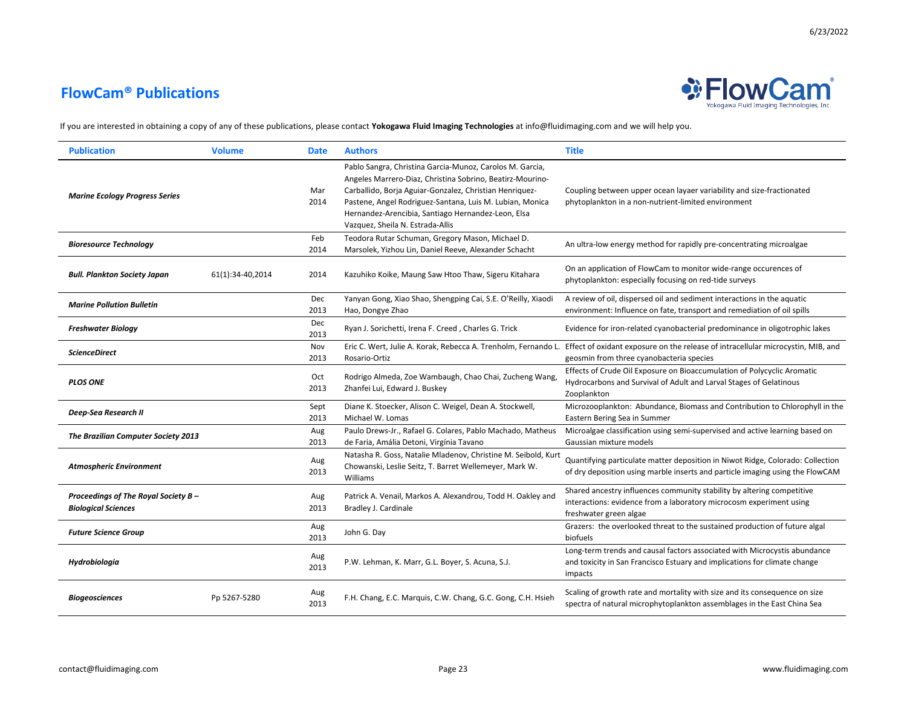## FlowCam® Publications

If you are interested in obtaining a copy of any of these publications, please contact **Yokogawa Fluid Imaging Technologies** at info@fluidimaging.com and we will help you.

| Publication | Volume | Date | Authors | Title |
|---|---|---|---|---|
| ***Marine Ecology Progress Series*** | | Mar 2014 | Pablo Sangra, Christina Garcia-Munoz, Carolos M. Garcia, Angeles Marrero-Diaz, Christina Sobrino, Beatirz-Mourino-Carballido, Borja Aguiar-Gonzalez, Christian Henriquez-Pastene, Angel Rodriguez-Santana, Luis M. Lubian, Monica Hernandez-Arencibia, Santiago Hernandez-Leon, Elsa Vazquez, Sheila N. Estrada-Allis | Coupling between upper ocean layaer variability and size-fractionated phytoplankton in a non-nutrient-limited environment |
| ***Bioresource Technology*** | | Feb 2014 | Teodora Rutar Schuman, Gregory Mason, Michael D. Marsolek, Yizhou Lin, Daniel Reeve, Alexander Schacht | An ultra-low energy method for rapidly pre-concentrating microalgae |
| ***Bull. Plankton Society Japan*** | 61(1):34-40,2014 | 2014 | Kazuhiko Koike, Maung Saw Htoo Thaw, Sigeru Kitahara | On an application of FlowCam to monitor wide-range occurences of phytoplankton: especially focusing on red-tide surveys |
| ***Marine Pollution Bulletin*** | | Dec 2013 | Yanyan Gong, Xiao Shao, Shengping Cai, S.E. O'Reilly, Xiaodi Hao, Dongye Zhao | A review of oil, dispersed oil and sediment interactions in the aquatic environment: Influence on fate, transport and remediation of oil spills |
| ***Freshwater Biology*** | | Dec 2013 | Ryan J. Sorichetti, Irena F. Creed , Charles G. Trick | Evidence for iron-related cyanobacterial predominance in oligotrophic lakes |
| ***ScienceDirect*** | | Nov 2013 | Eric C. Wert, Julie A. Korak, Rebecca A. Trenholm, Fernando L. Rosario-Ortiz | Effect of oxidant exposure on the release of intracellular microcystin, MIB, and geosmin from three cyanobacteria species |
| ***PLOS ONE*** | | Oct 2013 | Rodrigo Almeda, Zoe Wambaugh, Chao Chai, Zucheng Wang, Zhanfei Lui, Edward J. Buskey | Effects of Crude Oil Exposure on Bioaccumulation of Polycyclic Aromatic Hydrocarbons and Survival of Adult and Larval Stages of Gelatinous Zooplankton |
| ***Deep-Sea Research II*** | | Sept 2013 | Diane K. Stoecker, Alison C. Weigel, Dean A. Stockwell, Michael W. Lomas | Microzooplankton: Abundance, Biomass and Contribution to Chlorophyll in the Eastern Bering Sea in Summer |
| ***The Brazilian Computer Society 2013*** | | Aug 2013 | Paulo Drews-Jr., Rafael G. Colares, Pablo Machado, Matheus de Faria, Amália Detoni, Virgínia Tavano | Microalgae classification using semi-supervised and active learning based on Gaussian mixture models |
| ***Atmospheric Environment*** | | Aug 2013 | Natasha R. Goss, Natalie Mladenov, Christine M. Seibold, Kurt Chowanski, Leslie Seitz, T. Barret Wellemeyer, Mark W. Williams | Quantifying particulate matter deposition in Niwot Ridge, Colorado: Collection of dry deposition using marble inserts and particle imaging using the FlowCAM |
| ***Proceedings of The Royal Society B – Biological Sciences*** | | Aug 2013 | Patrick A. Venail, Markos A. Alexandrou, Todd H. Oakley and Bradley J. Cardinale | Shared ancestry influences community stability by altering competitive interactions: evidence from a laboratory microcosm experiment using freshwater green algae |
| ***Future Science Group*** | | Aug 2013 | John G. Day | Grazers: the overlooked threat to the sustained production of future algal biofuels |
| ***Hydrobiologia*** | | Aug 2013 | P.W. Lehman, K. Marr, G.L. Boyer, S. Acuna, S.J. | Long-term trends and causal factors associated with Microcystis abundance and toxicity in San Francisco Estuary and implications for climate change impacts |
| ***Biogeosciences*** | Pp 5267-5280 | Aug 2013 | F.H. Chang, E.C. Marquis, C.W. Chang, G.C. Gong, C.H. Hsieh | Scaling of growth rate and mortality with size and its consequence on size spectra of natural microphytoplankton assemblages in the East China Sea |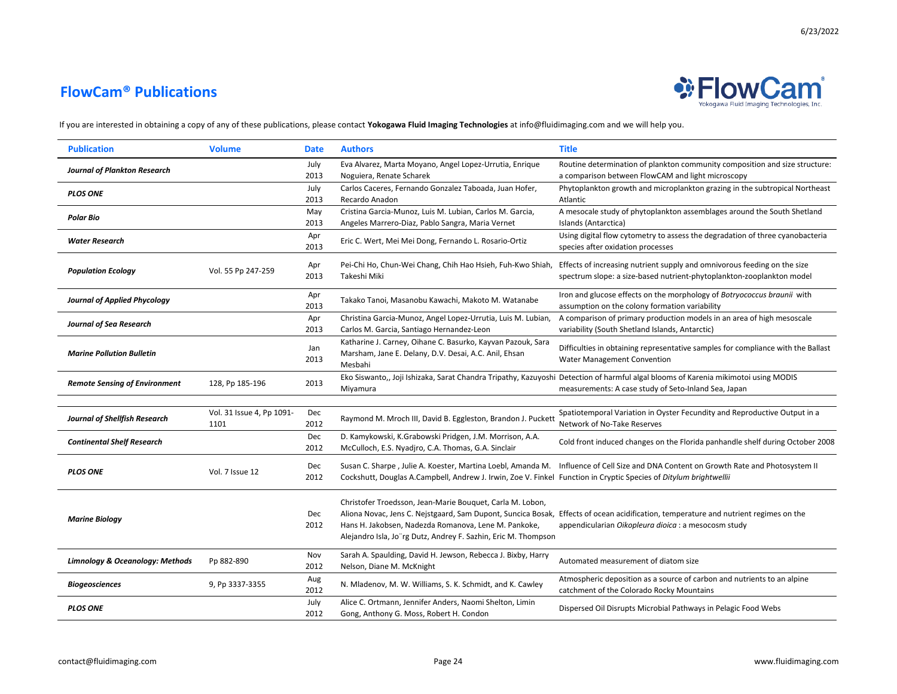# FlowCam® Publications

If you are interested in obtaining a copy of any of these publications, please contact **Yokogawa Fluid Imaging Technologies** at info@fluidimaging.com and we will help you.

| Publication | Volume | Date | Authors | Title |
|---|---|---|---|---|
| ***Journal of Plankton Research*** | | July 2013 | Eva Alvarez, Marta Moyano, Angel Lopez-Urrutia, Enrique Noguiera, Renate Scharek | Routine determination of plankton community composition and size structure: a comparison between FlowCAM and light microscopy |
| ***PLOS ONE*** | | July 2013 | Carlos Caceres, Fernando Gonzalez Taboada, Juan Hofer, Recardo Anadon | Phytoplankton growth and microplankton grazing in the subtropical Northeast Atlantic |
| ***Polar Bio*** | | May 2013 | Cristina Garcia-Munoz, Luis M. Lubian, Carlos M. Garcia, Angeles Marrero-Diaz, Pablo Sangra, Maria Vernet | A mesocale study of phytoplankton assemblages around the South Shetland Islands (Antarctica) |
| ***Water Research*** | | Apr 2013 | Eric C. Wert, Mei Mei Dong, Fernando L. Rosario-Ortiz | Using digital flow cytometry to assess the degradation of three cyanobacteria species after oxidation processes |
| ***Population Ecology*** | Vol. 55 Pp 247-259 | Apr 2013 | Pei-Chi Ho, Chun-Wei Chang, Chih Hao Hsieh, Fuh-Kwo Shiah, Takeshi Miki | Effects of increasing nutrient supply and omnivorous feeding on the size spectrum slope: a size-based nutrient-phytoplankton-zooplankton model |
| ***Journal of Applied Phycology*** | | Apr 2013 | Takako Tanoi, Masanobu Kawachi, Makoto M. Watanabe | Iron and glucose effects on the morphology of *Botryococcus braunii* with assumption on the colony formation variability |
| ***Journal of Sea Research*** | | Apr 2013 | Christina Garcia-Munoz, Angel Lopez-Urrutia, Luis M. Lubian, Carlos M. Garcia, Santiago Hernandez-Leon | A comparison of primary production models in an area of high mesoscale variability (South Shetland Islands, Antarctic) |
| ***Marine Pollution Bulletin*** | | Jan 2013 | Katharine J. Carney, Oihane C. Basurko, Kayvan Pazouk, Sara Marsham, Jane E. Delany, D.V. Desai, A.C. Anil, Ehsan Mesbahi | Difficulties in obtaining representative samples for compliance with the Ballast Water Management Convention |
| ***Remote Sensing of Environment*** | 128, Pp 185-196 | 2013 | Eko Siswanto,, Joji Ishizaka, Sarat Chandra Tripathy, Kazuyoshi Miyamura | Detection of harmful algal blooms of Karenia mikimotoi using MODIS measurements: A case study of Seto-Inland Sea, Japan |
| ***Journal of Shellfish Research*** | Vol. 31 Issue 4, Pp 1091-1101 | Dec 2012 | Raymond M. Mroch III, David B. Eggleston, Brandon J. Puckett | Spatiotemporal Variation in Oyster Fecundity and Reproductive Output in a Network of No-Take Reserves |
| ***Continental Shelf Research*** | | Dec 2012 | D. Kamykowski, K.Grabowski Pridgen, J.M. Morrison, A.A. McCulloch, E.S. Nyadjro, C.A. Thomas, G.A. Sinclair | Cold front induced changes on the Florida panhandle shelf during October 2008 |
| ***PLOS ONE*** | Vol. 7 Issue 12 | Dec 2012 | Susan C. Sharpe , Julie A. Koester, Martina Loebl, Amanda M. Cockshutt, Douglas A.Campbell, Andrew J. Irwin, Zoe V. Finkel | Influence of Cell Size and DNA Content on Growth Rate and Photosystem II Function in Cryptic Species of *Ditylum brightwellii* |
| ***Marine Biology*** | | Dec 2012 | Christofer Troedsson, Jean-Marie Bouquet, Carla M. Lobon, Aliona Novac, Jens C. Nejstgaard, Sam Dupont, Suncica Bosak, Hans H. Jakobsen, Nadezda Romanova, Lene M. Pankoke, Alejandro Isla, Jo¨rg Dutz, Andrey F. Sazhin, Eric M. Thompson | Effects of ocean acidification, temperature and nutrient regimes on the appendicularian *Oikopleura dioica* : a mesocosm study |
| ***Limnology & Oceanology: Methods*** | Pp 882-890 | Nov 2012 | Sarah A. Spaulding, David H. Jewson, Rebecca J. Bixby, Harry Nelson, Diane M. McKnight | Automated measurement of diatom size |
| ***Biogeosciences*** | 9, Pp 3337-3355 | Aug 2012 | N. Mladenov, M. W. Williams, S. K. Schmidt, and K. Cawley | Atmospheric deposition as a source of carbon and nutrients to an alpine catchment of the Colorado Rocky Mountains |
| ***PLOS ONE*** | | July 2012 | Alice C. Ortmann, Jennifer Anders, Naomi Shelton, Limin Gong, Anthony G. Moss, Robert H. Condon | Dispersed Oil Disrupts Microbial Pathways in Pelagic Food Webs |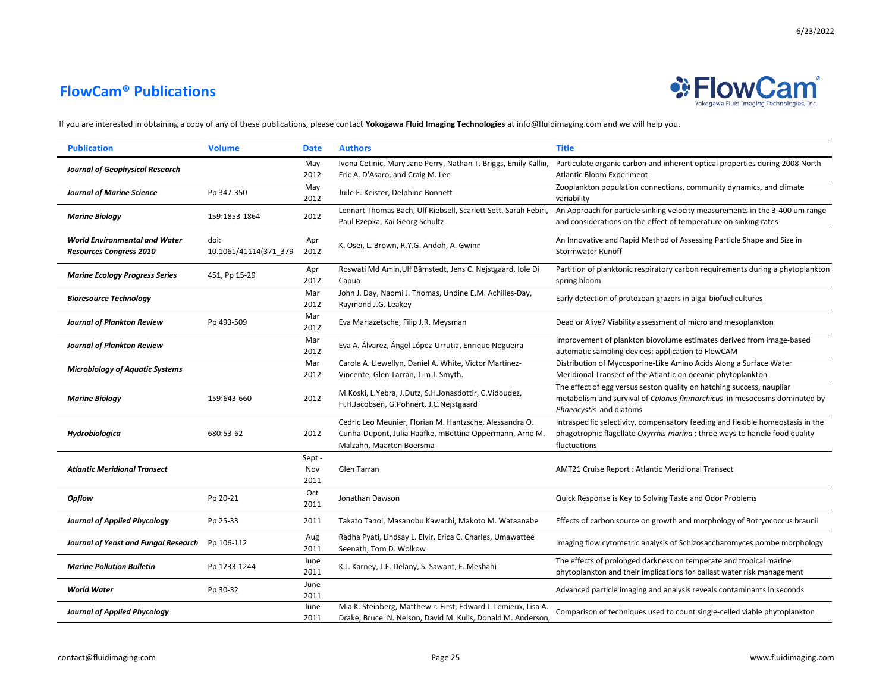## FlowCam® Publications

If you are interested in obtaining a copy of any of these publications, please contact **Yokogawa Fluid Imaging Technologies** at info@fluidimaging.com and we will help you.

| Publication | Volume | Date | Authors | Title |
|---|---|---|---|---|
| ***Journal of Geophysical Research*** | | May 2012 | Ivona Cetinic, Mary Jane Perry, Nathan T. Briggs, Emily Kallin, Eric A. D'Asaro, and Craig M. Lee | Particulate organic carbon and inherent optical properties during 2008 North Atlantic Bloom Experiment |
| ***Journal of Marine Science*** | Pp 347-350 | May 2012 | Juile E. Keister, Delphine Bonnett | Zooplankton population connections, community dynamics, and climate variability |
| ***Marine Biology*** | 159:1853-1864 | 2012 | Lennart Thomas Bach, Ulf Riebsell, Scarlett Sett, Sarah Febiri, Paul Rzepka, Kai Georg Schultz | An Approach for particle sinking velocity measurements in the 3-400 um range and considerations on the effect of temperature on sinking rates |
| ***World Environmental and Water Resources Congress 2010*** | doi: 10.1061/41114(371_379 | Apr 2012 | K. Osei, L. Brown, R.Y.G. Andoh, A. Gwinn | An Innovative and Rapid Method of Assessing Particle Shape and Size in Stormwater Runoff |
| ***Marine Ecology Progress Series*** | 451, Pp 15-29 | Apr 2012 | Roswati Md Amin,Ulf Båmstedt, Jens C. Nejstgaard, Iole Di Capua | Partition of planktonic respiratory carbon requirements during a phytoplankton spring bloom |
| ***Bioresource Technology*** | | Mar 2012 | John J. Day, Naomi J. Thomas, Undine E.M. Achilles-Day, Raymond J.G. Leakey | Early detection of protozoan grazers in algal biofuel cultures |
| ***Journal of Plankton Review*** | Pp 493-509 | Mar 2012 | Eva Mariazetsche, Filip J.R. Meysman | Dead or Alive? Viability assessment of micro and mesoplankton |
| ***Journal of Plankton Review*** | | Mar 2012 | Eva A. Álvarez, Ángel López-Urrutia, Enrique Nogueira | Improvement of plankton biovolume estimates derived from image-based automatic sampling devices: application to FlowCAM |
| ***Microbiology of Aquatic Systems*** | | Mar 2012 | Carole A. Llewellyn, Daniel A. White, Victor Martinez-Vincente, Glen Tarran, Tim J. Smyth. | Distribution of Mycosporine-Like Amino Acids Along a Surface Water Meridional Transect of the Atlantic on oceanic phytoplankton |
| ***Marine Biology*** | 159:643-660 | 2012 | M.Koski, L.Yebra, J.Dutz, S.H.Jonasdottir, C.Vidoudez, H.H.Jacobsen, G.Pohnert, J.C.Nejstgaard | The effect of egg versus seston quality on hatching success, naupliar metabolism and survival of *Calanus finmarchicus* in mesocosms dominated by *Phaeocystis* and diatoms |
| ***Hydrobiologica*** | 680:53-62 | 2012 | Cedric Leo Meunier, Florian M. Hantzsche, Alessandra O. Cunha-Dupont, Julia Haafke, mBettina Oppermann, Arne M. Malzahn, Maarten Boersma | Intraspecific selectivity, compensatory feeding and flexible homeostasis in the phagotrophic flagellate *Oxyrrhis marina* : three ways to handle food quality fluctuations |
| ***Atlantic Meridional Transect*** | | Sept - Nov 2011 | Glen Tarran | AMT21 Cruise Report : Atlantic Meridional Transect |
| ***Opflow*** | Pp 20-21 | Oct 2011 | Jonathan Dawson | Quick Response is Key to Solving Taste and Odor Problems |
| ***Journal of Applied Phycology*** | Pp 25-33 | 2011 | Takato Tanoi, Masanobu Kawachi, Makoto M. Wataanabe | Effects of carbon source on growth and morphology of Botryococcus braunii |
| ***Journal of Yeast and Fungal Research*** | Pp 106-112 | Aug 2011 | Radha Pyati, Lindsay L. Elvir, Erica C. Charles, Umawattee Seenath, Tom D. Wolkow | Imaging flow cytometric analysis of Schizosaccharomyces pombe morphology |
| ***Marine Pollution Bulletin*** | Pp 1233-1244 | June 2011 | K.J. Karney, J.E. Delany, S. Sawant, E. Mesbahi | The effects of prolonged darkness on temperate and tropical marine phytoplankton and their implications for ballast water risk management |
| ***World Water*** | Pp 30-32 | June 2011 | | Advanced particle imaging and analysis reveals contaminants in seconds |
| ***Journal of Applied Phycology*** | | June 2011 | Mia K. Steinberg, Matthew r. First, Edward J. Lemieux, Lisa A. Drake, Bruce N. Nelson, David M. Kulis, Donald M. Anderson, | Comparison of techniques used to count single-celled viable phytoplankton |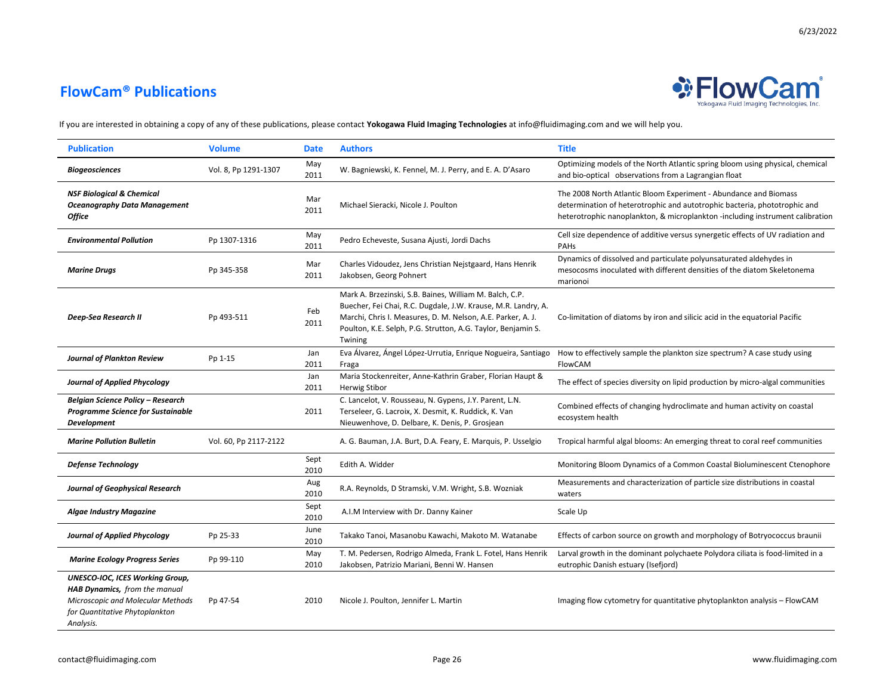## FlowCam® Publications

If you are interested in obtaining a copy of any of these publications, please contact **Yokogawa Fluid Imaging Technologies** at info@fluidimaging.com and we will help you.

| Publication | Volume | Date | Authors | Title |
|---|---|---|---|---|
| ***Biogeosciences*** | Vol. 8, Pp 1291-1307 | May 2011 | W. Bagniewski, K. Fennel, M. J. Perry, and E. A. D'Asaro | Optimizing models of the North Atlantic spring bloom using physical, chemical and bio-optical observations from a Lagrangian float |
| ***NSF Biological & Chemical Oceanography Data Management Office*** | | Mar 2011 | Michael Sieracki, Nicole J. Poulton | The 2008 North Atlantic Bloom Experiment - Abundance and Biomass determination of heterotrophic and autotrophic bacteria, phototrophic and heterotrophic nanoplankton, & microplankton -including instrument calibration |
| ***Environmental Pollution*** | Pp 1307-1316 | May 2011 | Pedro Echeveste, Susana Ajusti, Jordi Dachs | Cell size dependence of additive versus synergetic effects of UV radiation and PAHs |
| ***Marine Drugs*** | Pp 345-358 | Mar 2011 | Charles Vidoudez, Jens Christian Nejstgaard, Hans Henrik Jakobsen, Georg Pohnert | Dynamics of dissolved and particulate polyunsaturated aldehydes in mesocosms inoculated with different densities of the diatom Skeletonema marionoi |
| ***Deep-Sea Research II*** | Pp 493-511 | Feb 2011 | Mark A. Brzezinski, S.B. Baines, William M. Balch, C.P. Buecher, Fei Chai, R.C. Dugdale, J.W. Krause, M.R. Landry, A. Marchi, Chris I. Measures, D. M. Nelson, A.E. Parker, A. J. Poulton, K.E. Selph, P.G. Strutton, A.G. Taylor, Benjamin S. Twining | Co-limitation of diatoms by iron and silicic acid in the equatorial Pacific |
| ***Journal of Plankton Review*** | Pp 1-15 | Jan 2011 | Eva Álvarez, Ángel López-Urrutia, Enrique Nogueira, Santiago Fraga | How to effectively sample the plankton size spectrum? A case study using FlowCAM |
| ***Journal of Applied Phycology*** | | Jan 2011 | Maria Stockenreiter, Anne-Kathrin Graber, Florian Haupt & Herwig Stibor | The effect of species diversity on lipid production by micro-algal communities |
| ***Belgian Science Policy – Research Programme Science for Sustainable Development*** | | 2011 | C. Lancelot, V. Rousseau, N. Gypens, J.Y. Parent, L.N. Terseleer, G. Lacroix, X. Desmit, K. Ruddick, K. Van Nieuwenhove, D. Delbare, K. Denis, P. Grosjean | Combined effects of changing hydroclimate and human activity on coastal ecosystem health |
| ***Marine Pollution Bulletin*** | Vol. 60, Pp 2117-2122 | | A. G. Bauman, J.A. Burt, D.A. Feary, E. Marquis, P. Usselgio | Tropical harmful algal blooms: An emerging threat to coral reef communities |
| ***Defense Technology*** | | Sept 2010 | Edith A. Widder | Monitoring Bloom Dynamics of a Common Coastal Bioluminescent Ctenophore |
| ***Journal of Geophysical Research*** | | Aug 2010 | R.A. Reynolds, D Stramski, V.M. Wright, S.B. Wozniak | Measurements and characterization of particle size distributions in coastal waters |
| ***Algae Industry Magazine*** | | Sept 2010 | A.I.M Interview with Dr. Danny Kainer | Scale Up |
| ***Journal of Applied Phycology*** | Pp 25-33 | June 2010 | Takako Tanoi, Masanobu Kawachi, Makoto M. Watanabe | Effects of carbon source on growth and morphology of Botryococcus braunii |
| ***Marine Ecology Progress Series*** | Pp 99-110 | May 2010 | T. M. Pedersen, Rodrigo Almeda, Frank L. Fotel, Hans Henrik Jakobsen, Patrizio Mariani, Benni W. Hansen | Larval growth in the dominant polychaete Polydora ciliata is food-limited in a eutrophic Danish estuary (Isefjord) |
| ***UNESCO-IOC, ICES Working Group, HAB Dynamics,*** *from the manual Microscopic and Molecular Methods for Quantitative Phytoplankton Analysis.* | Pp 47-54 | 2010 | Nicole J. Poulton, Jennifer L. Martin | Imaging flow cytometry for quantitative phytoplankton analysis – FlowCAM |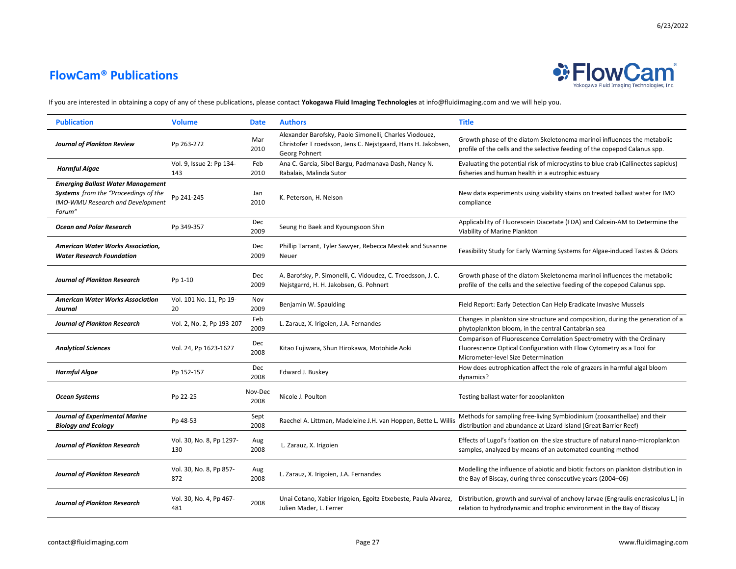## FlowCam® Publications

If you are interested in obtaining a copy of any of these publications, please contact **Yokogawa Fluid Imaging Technologies** at info@fluidimaging.com and we will help you.

| Publication | Volume | Date | Authors | Title |
|---|---|---|---|---|
| ***Journal of Plankton Review*** | Pp 263-272 | Mar 2010 | Alexander Barofsky, Paolo Simonelli, Charles Viodouez, Christofer T roedsson, Jens C. Nejstgaard, Hans H. Jakobsen, Georg Pohnert | Growth phase of the diatom Skeletonema marinoi influences the metabolic profile of the cells and the selective feeding of the copepod Calanus spp. |
| ***Harmful Algae*** | Vol. 9, Issue 2: Pp 134-143 | Feb 2010 | Ana C. Garcia, Sibel Bargu, Padmanava Dash, Nancy N. Rabalais, Malinda Sutor | Evaluating the potential risk of microcystins to blue crab (Callinectes sapidus) fisheries and human health in a eutrophic estuary |
| ***Emerging Ballast Water Management Systems*** *from the "Proceedings of the IMO-WMU Research and Development Forum"* | Pp 241-245 | Jan 2010 | K. Peterson, H. Nelson | New data experiments using viability stains on treated ballast water for IMO compliance |
| ***Ocean and Polar Research*** | Pp 349-357 | Dec 2009 | Seung Ho Baek and Kyoungsoon Shin | Applicability of Fluorescein Diacetate (FDA) and Calcein-AM to Determine the Viability of Marine Plankton |
| ***American Water Works Association, Water Research Foundation*** | | Dec 2009 | Phillip Tarrant, Tyler Sawyer, Rebecca Mestek and Susanne Neuer | Feasibility Study for Early Warning Systems for Algae-induced Tastes & Odors |
| ***Journal of Plankton Research*** | Pp 1-10 | Dec 2009 | A. Barofsky, P. Simonelli, C. Vidoudez, C. Troedsson, J. C. Nejstgarrd, H. H. Jakobsen, G. Pohnert | Growth phase of the diatom Skeletonema marinoi influences the metabolic profile of the cells and the selective feeding of the copepod Calanus spp. |
| ***American Water Works Association Journal*** | Vol. 101 No. 11, Pp 19-20 | Nov 2009 | Benjamin W. Spaulding | Field Report: Early Detection Can Help Eradicate Invasive Mussels |
| ***Journal of Plankton Research*** | Vol. 2, No. 2, Pp 193-207 | Feb 2009 | L. Zarauz, X. Irigoien, J.A. Fernandes | Changes in plankton size structure and composition, during the generation of a phytoplankton bloom, in the central Cantabrian sea |
| ***Analytical Sciences*** | Vol. 24, Pp 1623-1627 | Dec 2008 | Kitao Fujiwara, Shun Hirokawa, Motohide Aoki | Comparison of Fluorescence Correlation Spectrometry with the Ordinary Fluorescence Optical Configuration with Flow Cytometry as a Tool for Micrometer-level Size Determination |
| ***Harmful Algae*** | Pp 152-157 | Dec 2008 | Edward J. Buskey | How does eutrophication affect the role of grazers in harmful algal bloom dynamics? |
| ***Ocean Systems*** | Pp 22-25 | Nov-Dec 2008 | Nicole J. Poulton | Testing ballast water for zooplankton |
| ***Journal of Experimental Marine Biology and Ecology*** | Pp 48-53 | Sept 2008 | Raechel A. Littman, Madeleine J.H. van Hoppen, Bette L. Willis | Methods for sampling free-living Symbiodinium (zooxanthellae) and their distribution and abundance at Lizard Island (Great Barrier Reef) |
| ***Journal of Plankton Research*** | Vol. 30, No. 8, Pp 1297-130 | Aug 2008 | L. Zarauz, X. Irigoien | Effects of Lugol's fixation on the size structure of natural nano-microplankton samples, analyzed by means of an automated counting method |
| ***Journal of Plankton Research*** | Vol. 30, No. 8, Pp 857-872 | Aug 2008 | L. Zarauz, X. Irigoien, J.A. Fernandes | Modelling the influence of abiotic and biotic factors on plankton distribution in the Bay of Biscay, during three consecutive years (2004–06) |
| ***Journal of Plankton Research*** | Vol. 30, No. 4, Pp 467-481 | 2008 | Unai Cotano, Xabier Irigoien, Egoitz Etxebeste, Paula Alvarez, Julien Mader, L. Ferrer | Distribution, growth and survival of anchovy larvae (Engraulis encrasicolus L.) in relation to hydrodynamic and trophic environment in the Bay of Biscay |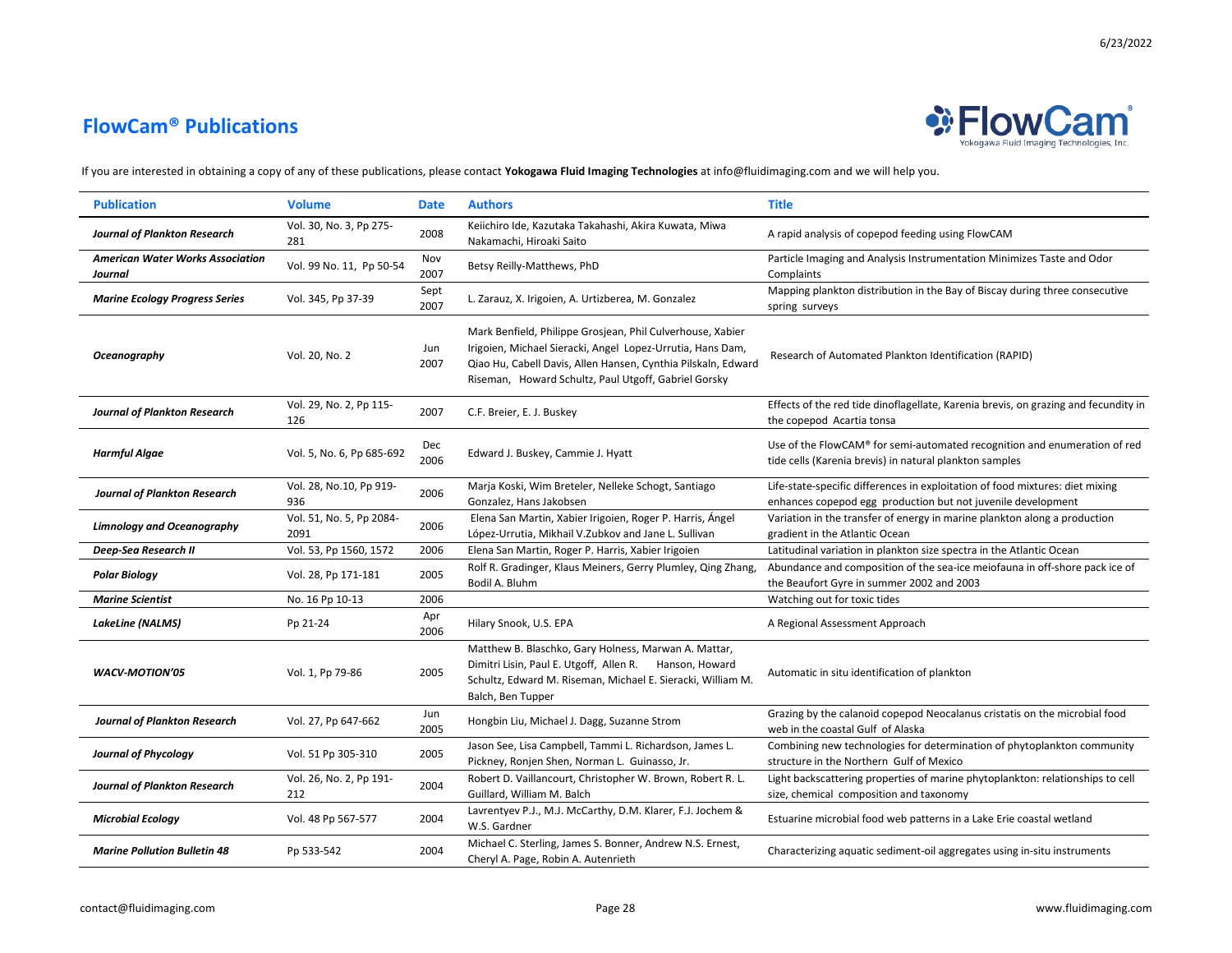## FlowCam® Publications

If you are interested in obtaining a copy of any of these publications, please contact **Yokogawa Fluid Imaging Technologies** at info@fluidimaging.com and we will help you.

| Publication | Volume | Date | Authors | Title |
|---|---|---|---|---|
| ***Journal of Plankton Research*** | Vol. 30, No. 3, Pp 275-281 | 2008 | Keiichiro Ide, Kazutaka Takahashi, Akira Kuwata, Miwa Nakamachi, Hiroaki Saito | A rapid analysis of copepod feeding using FlowCAM |
| ***American Water Works Association Journal*** | Vol. 99 No. 11, Pp 50-54 | Nov 2007 | Betsy Reilly-Matthews, PhD | Particle Imaging and Analysis Instrumentation Minimizes Taste and Odor Complaints |
| ***Marine Ecology Progress Series*** | Vol. 345, Pp 37-39 | Sept 2007 | L. Zarauz, X. Irigoien, A. Urtizberea, M. Gonzalez | Mapping plankton distribution in the Bay of Biscay during three consecutive spring surveys |
| ***Oceanography*** | Vol. 20, No. 2 | Jun 2007 | Mark Benfield, Philippe Grosjean, Phil Culverhouse, Xabier Irigoien, Michael Sieracki, Angel Lopez-Urrutia, Hans Dam, Qiao Hu, Cabell Davis, Allen Hansen, Cynthia Pilskaln, Edward Riseman, Howard Schultz, Paul Utgoff, Gabriel Gorsky | Research of Automated Plankton Identification (RAPID) |
| ***Journal of Plankton Research*** | Vol. 29, No. 2, Pp 115-126 | 2007 | C.F. Breier, E. J. Buskey | Effects of the red tide dinoflagellate, Karenia brevis, on grazing and fecundity in the copepod Acartia tonsa |
| ***Harmful Algae*** | Vol. 5, No. 6, Pp 685-692 | Dec 2006 | Edward J. Buskey, Cammie J. Hyatt | Use of the FlowCAM® for semi-automated recognition and enumeration of red tide cells (Karenia brevis) in natural plankton samples |
| ***Journal of Plankton Research*** | Vol. 28, No.10, Pp 919-936 | 2006 | Marja Koski, Wim Breteler, Nelleke Schogt, Santiago Gonzalez, Hans Jakobsen | Life-state-specific differences in exploitation of food mixtures: diet mixing enhances copepod egg production but not juvenile development |
| ***Limnology and Oceanography*** | Vol. 51, No. 5, Pp 2084-2091 | 2006 | Elena San Martin, Xabier Irigoien, Roger P. Harris, Ángel López-Urrutia, Mikhail V.Zubkov and Jane L. Sullivan | Variation in the transfer of energy in marine plankton along a production gradient in the Atlantic Ocean |
| ***Deep-Sea Research II*** | Vol. 53, Pp 1560, 1572 | 2006 | Elena San Martin, Roger P. Harris, Xabier Irigoien | Latitudinal variation in plankton size spectra in the Atlantic Ocean |
| ***Polar Biology*** | Vol. 28, Pp 171-181 | 2005 | Rolf R. Gradinger, Klaus Meiners, Gerry Plumley, Qing Zhang, Bodil A. Bluhm | Abundance and composition of the sea-ice meiofauna in off-shore pack ice of the Beaufort Gyre in summer 2002 and 2003 |
| ***Marine Scientist*** | No. 16 Pp 10-13 | 2006 | | Watching out for toxic tides |
| ***LakeLine (NALMS)*** | Pp 21-24 | Apr 2006 | Hilary Snook, U.S. EPA | A Regional Assessment Approach |
| ***WACV-MOTION'05*** | Vol. 1, Pp 79-86 | 2005 | Matthew B. Blaschko, Gary Holness, Marwan A. Mattar, Dimitri Lisin, Paul E. Utgoff, Allen R. Hanson, Howard Schultz, Edward M. Riseman, Michael E. Sieracki, William M. Balch, Ben Tupper | Automatic in situ identification of plankton |
| ***Journal of Plankton Research*** | Vol. 27, Pp 647-662 | Jun 2005 | Hongbin Liu, Michael J. Dagg, Suzanne Strom | Grazing by the calanoid copepod Neocalanus cristatis on the microbial food web in the coastal Gulf of Alaska |
| ***Journal of Phycology*** | Vol. 51 Pp 305-310 | 2005 | Jason See, Lisa Campbell, Tammi L. Richardson, James L. Pickney, Ronjen Shen, Norman L. Guinasso, Jr. | Combining new technologies for determination of phytoplankton community structure in the Northern Gulf of Mexico |
| ***Journal of Plankton Research*** | Vol. 26, No. 2, Pp 191-212 | 2004 | Robert D. Vaillancourt, Christopher W. Brown, Robert R. L. Guillard, William M. Balch | Light backscattering properties of marine phytoplankton: relationships to cell size, chemical composition and taxonomy |
| ***Microbial Ecology*** | Vol. 48 Pp 567-577 | 2004 | Lavrentyev P.J., M.J. McCarthy, D.M. Klarer, F.J. Jochem & W.S. Gardner | Estuarine microbial food web patterns in a Lake Erie coastal wetland |
| ***Marine Pollution Bulletin 48*** | Pp 533-542 | 2004 | Michael C. Sterling, James S. Bonner, Andrew N.S. Ernest, Cheryl A. Page, Robin A. Autenrieth | Characterizing aquatic sediment-oil aggregates using in-situ instruments |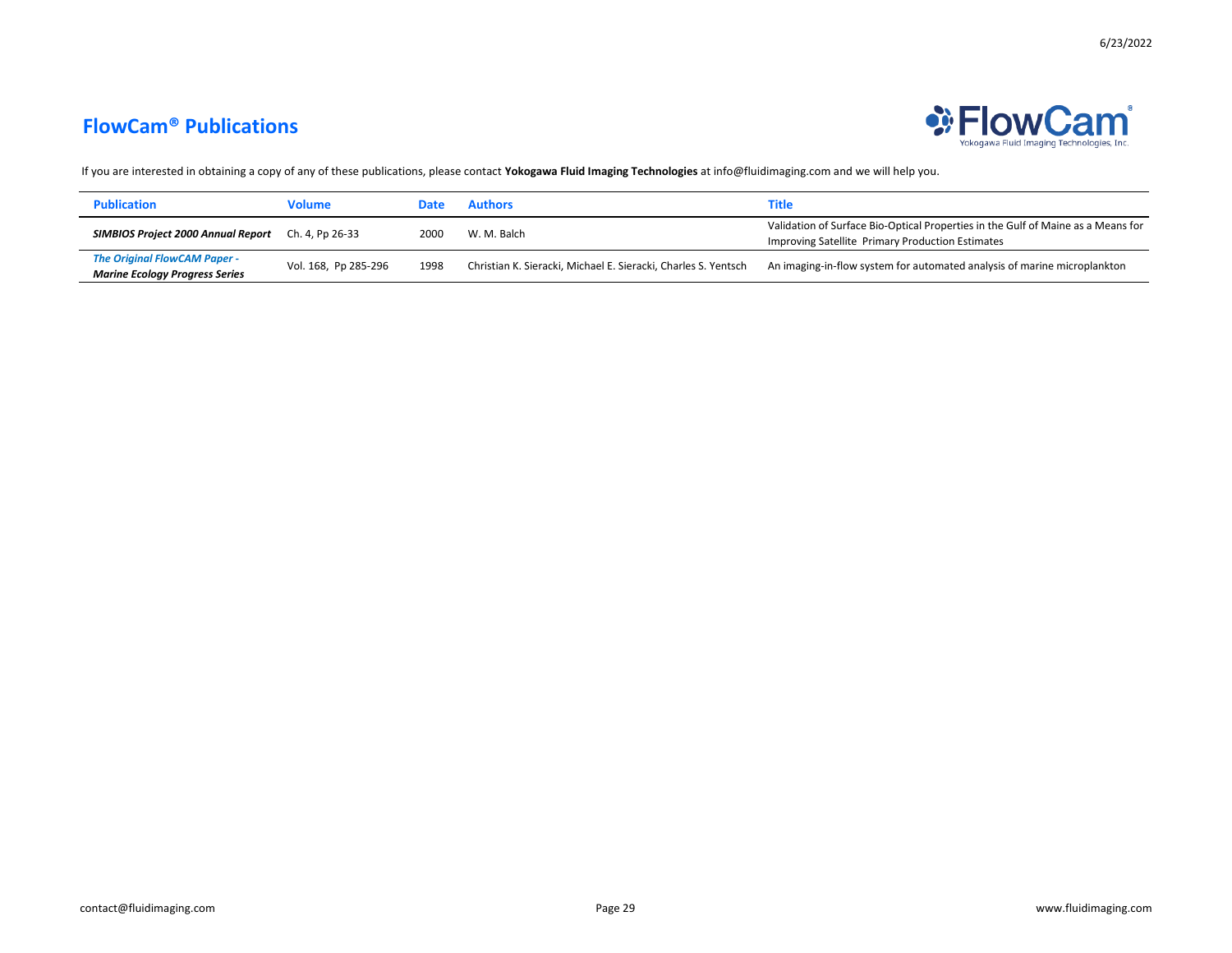## FlowCam® Publications

If you are interested in obtaining a copy of any of these publications, please contact **Yokogawa Fluid Imaging Technologies** at info@fluidimaging.com and we will help you.

| Publication | Volume | Date | Authors | Title |
|---|---|---|---|---|
| ***SIMBIOS Project 2000 Annual Report*** | Ch. 4, Pp 26-33 | 2000 | W. M. Balch | Validation of Surface Bio-Optical Properties in the Gulf of Maine as a Means for Improving Satellite Primary Production Estimates |
| ***The Original FlowCAM Paper - Marine Ecology Progress Series*** | Vol. 168, Pp 285-296 | 1998 | Christian K. Sieracki, Michael E. Sieracki, Charles S. Yentsch | An imaging-in-flow system for automated analysis of marine microplankton |